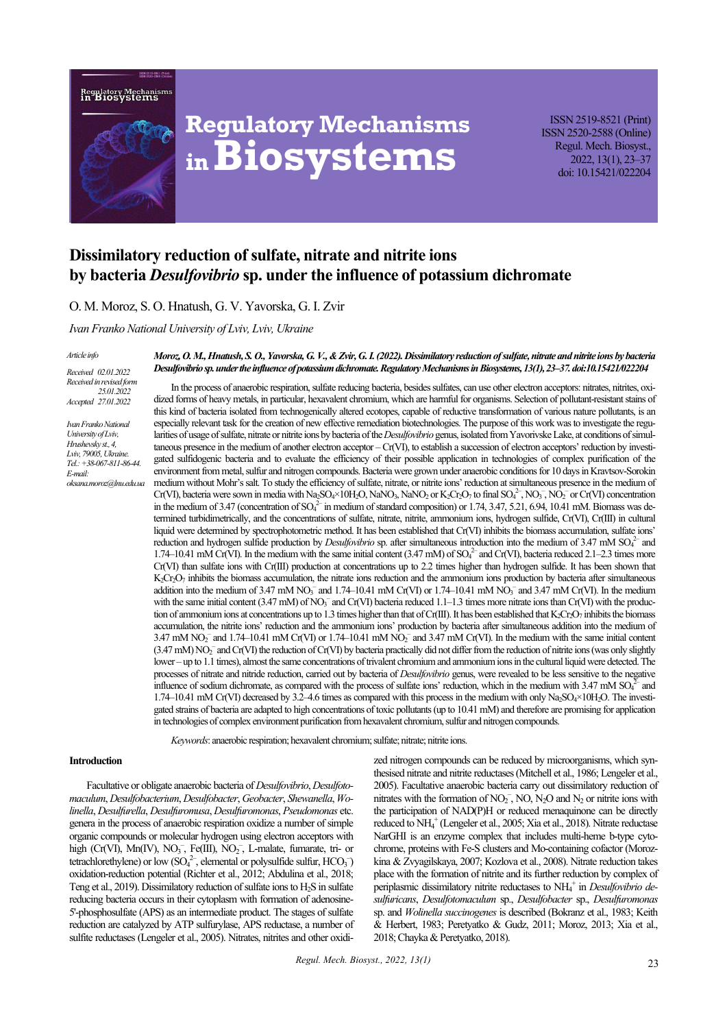# Regulatory Mechanisms in Biosystems

ISSN 2519-8521 (Print)
ISSN 2520-2588 (Online)
Regul. Mech. Biosyst.,
2022, 13(1), 23–37
doi: 10.15421/022204

# Dissimilatory reduction of sulfate, nitrate and nitrite ions by bacteria *Desulfovibrio* sp. under the influence of potassium dichromate

O. M. Moroz, S. O. Hnatush, G. V. Yavorska, G. I. Zvir

*Ivan Franko National University of Lviv, Lviv, Ukraine*

*Article info*

*Received 02.01.2022*
*Received in revised form 25.01.2022*
*Accepted 27.01.2022*

*Ivan Franko National University of Lviv, Hrushevsky st., 4, Lviv, 79005, Ukraine. Tel.: +38-067-811-86-44. E-mail: oksana.moroz@lnu.edu.ua*

***Moroz, O. M., Hnatush, S. O., Yavorska, G. V., & Zvir, G. I. (2022). Dissimilatory reduction of sulfate, nitrate and nitrite ions by bacteria Desulfovibrio sp. under the influence of potassium dichromate. Regulatory Mechanisms in Biosystems, 13(1), 23–37. doi:10.15421/022204***

In the process of anaerobic respiration, sulfate reducing bacteria, besides sulfates, can use other electron acceptors: nitrates, nitrites, oxidized forms of heavy metals, in particular, hexavalent chromium, which are harmful for organisms. Selection of pollutant-resistant stains of this kind of bacteria isolated from technogenically altered ecotopes, capable of reductive transformation of various nature pollutants, is an especially relevant task for the creation of new effective remediation biotechnologies. The purpose of this work was to investigate the regularities of usage of sulfate, nitrate or nitrite ions by bacteria of the *Desulfovibrio* genus, isolated from Yavorivske Lake, at conditions of simultaneous presence in the medium of another electron acceptor – Cr(VI), to establish a succession of electron acceptors' reduction by investigated sulfidogenic bacteria and to evaluate the efficiency of their possible application in technologies of complex purification of the environment from metal, sulfur and nitrogen compounds. Bacteria were grown under anaerobic conditions for 10 days in Kravtsov-Sorokin medium without Mohr's salt. To study the efficiency of sulfate, nitrate, or nitrite ions' reduction at simultaneous presence in the medium of Cr(VI), bacteria were sown in media with $Na_2SO_4 \times 10H_2O$, $NaNO_3$, $NaNO_2$ or $K_2Cr_2O_7$ to final $SO_4^{2-}$, $NO_3^-$, $NO_2^-$ or Cr(VI) concentration in the medium of 3.47 (concentration of $SO_4^{2-}$ in medium of standard composition) or 1.74, 3.47, 5.21, 6.94, 10.41 mM. Biomass was determined turbidimetrically, and the concentrations of sulfate, nitrate, nitrite, ammonium ions, hydrogen sulfide, Cr(VI), Cr(III) in cultural liquid were determined by spectrophotometric method. It has been established that Cr(VI) inhibits the biomass accumulation, sulfate ions' reduction and hydrogen sulfide production by *Desulfovibrio* sp. after simultaneous introduction into the medium of 3.47 mM $SO_4^{2-}$ and 1.74–10.41 mM Cr(VI). In the medium with the same initial content (3.47 mM) of $SO_4^{2-}$ and Cr(VI), bacteria reduced 2.1–2.3 times more Cr(VI) than sulfate ions with Cr(III) production at concentrations up to 2.2 times higher than hydrogen sulfide. It has been shown that $K_2Cr_2O_7$ inhibits the biomass accumulation, the nitrate ions reduction and the ammonium ions production by bacteria after simultaneous addition into the medium of 3.47 mM $NO_3^-$ and 1.74–10.41 mM Cr(VI) or 1.74–10.41 mM $NO_3^-$ and 3.47 mM Cr(VI). In the medium with the same initial content (3.47 mM) of $NO_3^-$ and Cr(VI) bacteria reduced 1.1–1.3 times more nitrate ions than Cr(VI) with the production of ammonium ions at concentrations up to 1.3 times higher than that of Cr(III). It has been established that $K_2Cr_2O_7$ inhibits the biomass accumulation, the nitrite ions' reduction and the ammonium ions' production by bacteria after simultaneous addition into the medium of 3.47 mM $NO_2^-$ and 1.74–10.41 mM Cr(VI) or 1.74–10.41 mM $NO_2^-$ and 3.47 mM Cr(VI). In the medium with the same initial content (3.47 mM) $NO_2^-$ and Cr(VI) the reduction of Cr(VI) by bacteria practically did not differ from the reduction of nitrite ions (was only slightly lower – up to 1.1 times), almost the same concentrations of trivalent chromium and ammonium ions in the cultural liquid were detected. The processes of nitrate and nitride reduction, carried out by bacteria of *Desulfovibrio* genus, were revealed to be less sensitive to the negative influence of sodium dichromate, as compared with the process of sulfate ions' reduction, which in the medium with 3.47 mM $SO_4^{2-}$ and 1.74–10.41 mM Cr(VI) decreased by 3.2–4.6 times as compared with this process in the medium with only $Na_2SO_4 \times 10H_2O$. The investigated strains of bacteria are adapted to high concentrations of toxic pollutants (up to 10.41 mM) and therefore are promising for application in technologies of complex environment purification from hexavalent chromium, sulfur and nitrogen compounds.

*Keywords*: anaerobic respiration; hexavalent chromium; sulfate; nitrate; nitrite ions.

## Introduction

Facultative or obligate anaerobic bacteria of *Desulfovibrio*, *Desulfotomaculum*, *Desulfobacterium*, *Desulfobacter*, *Geobacter*, *Shewanella*, *Wolinella*, *Desulfurella*, *Desulfuromusa*, *Desulfuromonas*, *Pseudomonas* etc. genera in the process of anaerobic respiration oxidize a number of simple organic compounds or molecular hydrogen using electron acceptors with high (Cr(VI), Mn(IV), $NO_3^-$, Fe(III), $NO_2^-$, L-malate, fumarate, tri- or tetrachlorethylene) or low ($SO_4^{2-}$, elemental or polysulfide sulfur, $HCO_3^-$) oxidation-reduction potential (Richter et al., 2012; Abdulina et al., 2018; Teng et al., 2019). Dissimilatory reduction of sulfate ions to $H_2S$ in sulfate reducing bacteria occurs in their cytoplasm with formation of adenosine-5'-phosphosulfate (APS) as an intermediate product. The stages of sulfate reduction are catalyzed by ATP sulfurylase, APS reductase, a number of sulfite reductases (Lengeler et al., 2005). Nitrates, nitrites and other oxidized nitrogen compounds can be reduced by microorganisms, which synthesised nitrate and nitrite reductases (Mitchell et al., 1986; Lengeler et al., 2005). Facultative anaerobic bacteria carry out dissimilatory reduction of nitrates with the formation of $NO_2^-$, NO, $N_2O$ and $N_2$ or nitrite ions with the participation of NAD(P)H or reduced menaquinone can be directly reduced to $NH_4^+$ (Lengeler et al., 2005; Xia et al., 2018). Nitrate reductase NarGHI is an enzyme complex that includes multi-heme b-type cytochrome, proteins with Fe-S clusters and Mo-containing cofactor (Morozkina & Zvyagilskaya, 2007; Kozlova et al., 2008). Nitrate reduction takes place with the formation of nitrite and its further reduction by complex of periplasmic dissimilatory nitrite reductases to $NH_4^+$ in *Desulfovibrio desulfuricans*, *Desulfotomaculum* sp., *Desulfobacter* sp., *Desulfuromonas* sp. and *Wolinella succinogenes* is described (Bokranz et al., 1983; Keith & Herbert, 1983; Peretyatko & Gudz, 2011; Moroz, 2013; Xia et al., 2018; Chayka & Peretyatko, 2018).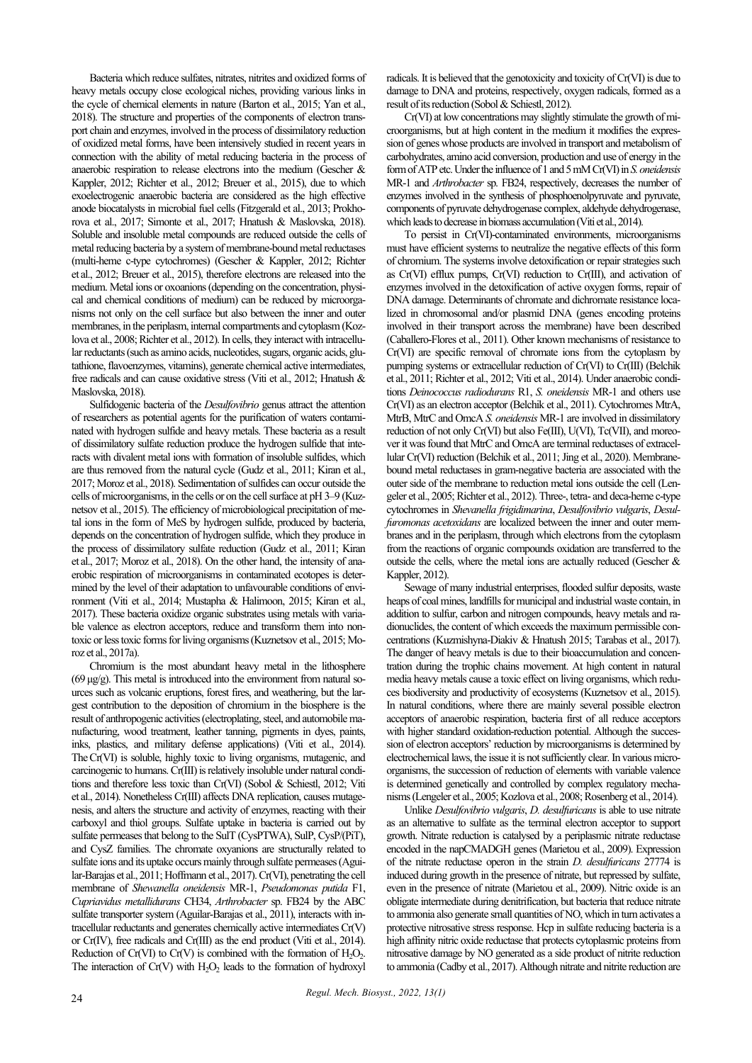Bacteria which reduce sulfates, nitrates, nitrites and oxidized forms of heavy metals occupy close ecological niches, providing various links in the cycle of chemical elements in nature (Barton et al., 2015; Yan et al., 2018). The structure and properties of the components of electron transport chain and enzymes, involved in the process of dissimilatory reduction of oxidized metal forms, have been intensively studied in recent years in connection with the ability of metal reducing bacteria in the process of anaerobic respiration to release electrons into the medium (Gescher & Kappler, 2012; Richter et al., 2012; Breuer et al., 2015), due to which exoelectrogenic anaerobic bacteria are considered as the high effective anode biocatalysts in microbial fuel cells (Fitzgerald et al., 2013; Prokhorova et al., 2017; Simonte et al., 2017; Hnatush & Maslovska, 2018). Soluble and insoluble metal compounds are reduced outside the cells of metal reducing bacteria by a system of membrane-bound metal reductases (multi-heme c-type cytochromes) (Gescher & Kappler, 2012; Richter et al., 2012; Breuer et al., 2015), therefore electrons are released into the medium. Metal ions or oxoanions (depending on the concentration, physical and chemical conditions of medium) can be reduced by microorganisms not only on the cell surface but also between the inner and outer membranes, in the periplasm, internal compartments and cytoplasm (Kozlova et al., 2008; Richter et al., 2012). In cells, they interact with intracellular reductants (such as amino acids, nucleotides, sugars, organic acids, glutathione, flavoenzymes, vitamins), generate chemical active intermediates, free radicals and can cause oxidative stress (Viti et al., 2012; Hnatush & Maslovska, 2018).

Sulfidogenic bacteria of the *Desulfovibrio* genus attract the attention of researchers as potential agents for the purification of waters contaminated with hydrogen sulfide and heavy metals. These bacteria as a result of dissimilatory sulfate reduction produce the hydrogen sulfide that interacts with divalent metal ions with formation of insoluble sulfides, which are thus removed from the natural cycle (Gudz et al., 2011; Kiran et al., 2017; Moroz et al., 2018). Sedimentation of sulfides can occur outside the cells of microorganisms, in the cells or on the cell surface at pH 3–9 (Kuznetsov et al., 2015). The efficiency of microbiological precipitation of metal ions in the form of MeS by hydrogen sulfide, produced by bacteria, depends on the concentration of hydrogen sulfide, which they produce in the process of dissimilatory sulfate reduction (Gudz et al., 2011; Kiran et al., 2017; Moroz et al., 2018). On the other hand, the intensity of anaerobic respiration of microorganisms in contaminated ecotopes is determined by the level of their adaptation to unfavourable conditions of environment (Viti et al., 2014; Mustapha & Halimoon, 2015; Kiran et al., 2017). These bacteria oxidize organic substrates using metals with variable valence as electron acceptors, reduce and transform them into nontoxic or less toxic forms for living organisms (Kuznetsov et al., 2015; Moroz et al., 2017a).

Chromium is the most abundant heavy metal in the lithosphere (69 μg/g). This metal is introduced into the environment from natural sources such as volcanic eruptions, forest fires, and weathering, but the largest contribution to the deposition of chromium in the biosphere is the result of anthropogenic activities (electroplating, steel, and automobile manufacturing, wood treatment, leather tanning, pigments in dyes, paints, inks, plastics, and military defense applications) (Viti et al., 2014). The Cr(VI) is soluble, highly toxic to living organisms, mutagenic, and carcinogenic to humans. Cr(III) is relatively insoluble under natural conditions and therefore less toxic than Cr(VI) (Sobol & Schiestl, 2012; Viti et al., 2014). Nonetheless Cr(III) affects DNA replication, causes mutagenesis, and alters the structure and activity of enzymes, reacting with their carboxyl and thiol groups. Sulfate uptake in bacteria is carried out by sulfate permeases that belong to the SulT (CysPTWA), SulP, CysP/(PiT), and CysZ families. The chromate oxyanions are structurally related to sulfate ions and its uptake occurs mainly through sulfate permeases (Aguilar-Barajas et al., 2011; Hoffmann et al., 2017). Cr(VI), penetrating the cell membrane of *Shewanella oneidensis* MR-1, *Pseudomonas putida* F1, *Cupriavidus metallidurans* CH34, *Arthrobacter* sp. FB24 by the ABC sulfate transporter system (Aguilar-Barajas et al., 2011), interacts with intracellular reductants and generates chemically active intermediates Cr(V) or Cr(IV), free radicals and Cr(III) as the end product (Viti et al., 2014). Reduction of Cr(VI) to Cr(V) is combined with the formation of $H_2O_2$. The interaction of Cr(V) with $H_2O_2$ leads to the formation of hydroxyl radicals. It is believed that the genotoxicity and toxicity of Cr(VI) is due to damage to DNA and proteins, respectively, oxygen radicals, formed as a result of its reduction (Sobol & Schiestl, 2012).

Cr(VI) at low concentrations may slightly stimulate the growth of microorganisms, but at high content in the medium it modifies the expression of genes whose products are involved in transport and metabolism of carbohydrates, amino acid conversion, production and use of energy in the form of ATP etc. Under the influence of 1 and 5 mM Cr(VI) in *S. oneidensis* MR-1 and *Arthrobacter* sp. FB24, respectively, decreases the number of enzymes involved in the synthesis of phosphoenolpyruvate and pyruvate, components of pyruvate dehydrogenase complex, aldehyde dehydrogenase, which leads to decrease in biomass accumulation (Viti et al., 2014).

To persist in Cr(VI)-contaminated environments, microorganisms must have efficient systems to neutralize the negative effects of this form of chromium. The systems involve detoxification or repair strategies such as Cr(VI) efflux pumps, Cr(VI) reduction to Cr(III), and activation of enzymes involved in the detoxification of active oxygen forms, repair of DNA damage. Determinants of chromate and dichromate resistance localized in chromosomal and/or plasmid DNA (genes encoding proteins involved in their transport across the membrane) have been described (Caballero-Flores et al., 2011). Other known mechanisms of resistance to Cr(VI) are specific removal of chromate ions from the cytoplasm by pumping systems or extracellular reduction of Cr(VI) to Cr(III) (Belchik et al., 2011; Richter et al., 2012; Viti et al., 2014). Under anaerobic conditions *Deinococcus radiodurans* R1, *S. oneidensis* MR-1 and others use Cr(VI) as an electron acceptor (Belchik et al., 2011). Cytochromes MtrA, MtrB, MtrC and OmcA *S. oneidensis* MR-1 are involved in dissimilatory reduction of not only Cr(VI) but also Fe(III), U(VI), Tc(VII), and moreover it was found that MtrC and OmcA are terminal reductases of extracellular Cr(VI) reduction (Belchik et al., 2011; Jing et al., 2020). Membrane-bound metal reductases in gram-negative bacteria are associated with the outer side of the membrane to reduction metal ions outside the cell (Lengeler et al., 2005; Richter et al., 2012). Three-, tetra- and deca-heme c-type cytochromes in *Shevanella frigidimarina*, *Desulfovibrio vulgaris*, *Desulfuromonas acetoxidans* are localized between the inner and outer membranes and in the periplasm, through which electrons from the cytoplasm from the reactions of organic compounds oxidation are transferred to the outside the cells, where the metal ions are actually reduced (Gescher & Kappler, 2012).

Sewage of many industrial enterprises, flooded sulfur deposits, waste heaps of coal mines, landfills for municipal and industrial waste contain, in addition to sulfur, carbon and nitrogen compounds, heavy metals and radionuclides, the content of which exceeds the maximum permissible concentrations (Kuzmishyna-Diakiv & Hnatush 2015; Tarabas et al., 2017). The danger of heavy metals is due to their bioaccumulation and concentration during the trophic chains movement. At high content in natural media heavy metals cause a toxic effect on living organisms, which reduces biodiversity and productivity of ecosystems (Kuznetsov et al., 2015). In natural conditions, where there are mainly several possible electron acceptors of anaerobic respiration, bacteria first of all reduce acceptors with higher standard oxidation-reduction potential. Although the succession of electron acceptors' reduction by microorganisms is determined by electrochemical laws, the issue it is not sufficiently clear. In various microorganisms, the succession of reduction of elements with variable valence is determined genetically and controlled by complex regulatory mechanisms (Lengeler et al., 2005; Kozlova et al., 2008; Rosenberg et al., 2014).

Unlike *Desulfovibrio vulgaris*, *D. desulfuricans* is able to use nitrate as an alternative to sulfate as the terminal electron acceptor to support growth. Nitrate reduction is catalysed by a periplasmic nitrate reductase encoded in the napCMADGH genes (Marietou et al., 2009). Expression of the nitrate reductase operon in the strain *D. desulfuricans* 27774 is induced during growth in the presence of nitrate, but repressed by sulfate, even in the presence of nitrate (Marietou et al., 2009). Nitric oxide is an obligate intermediate during denitrification, but bacteria that reduce nitrate to ammonia also generate small quantities of NO, which in turn activates a protective nitrosative stress response. Hcp in sulfate reducing bacteria is a high affinity nitric oxide reductase that protects cytoplasmic proteins from nitrosative damage by NO generated as a side product of nitrite reduction to ammonia (Cadby et al., 2017). Although nitrate and nitrite reduction are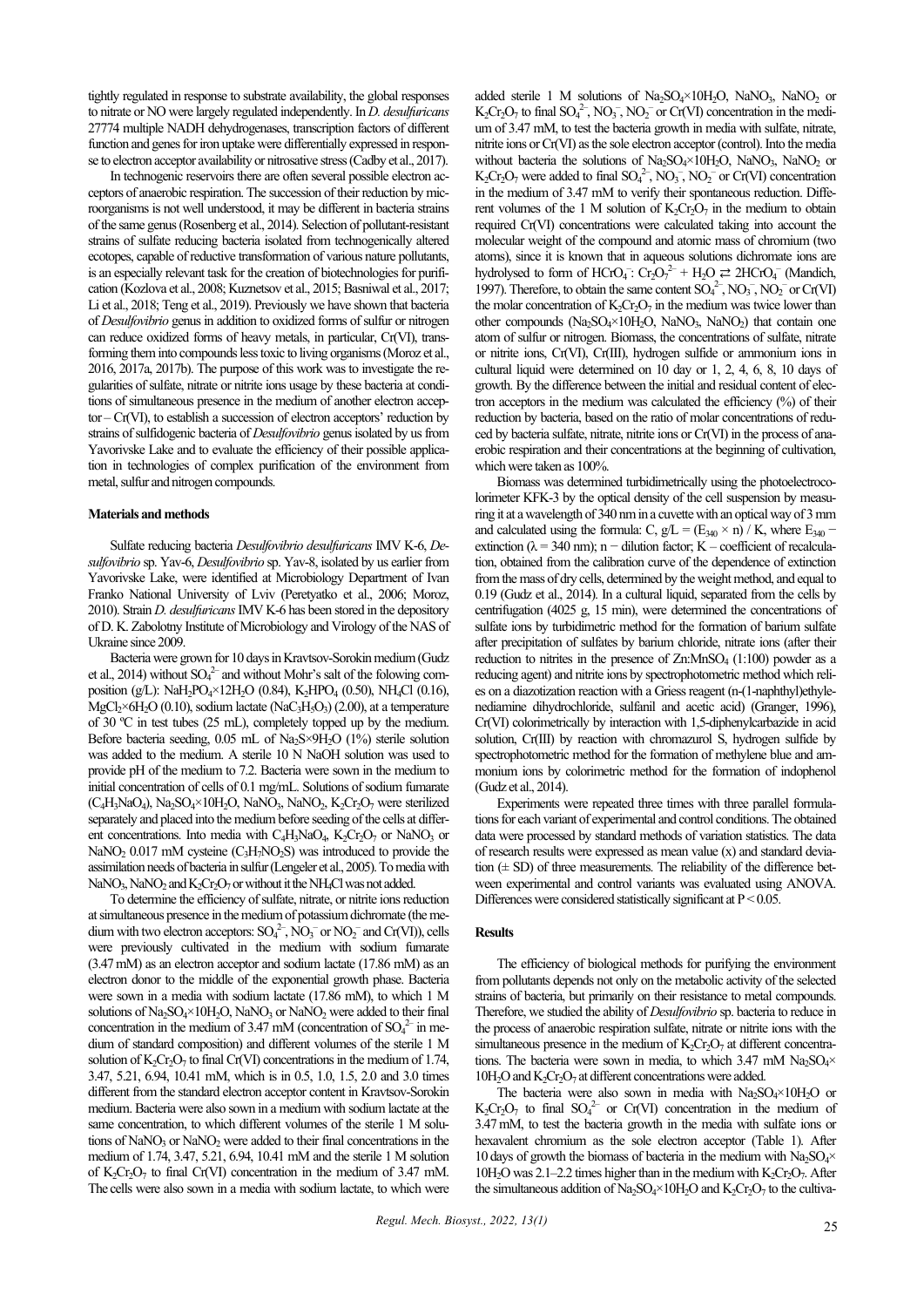tightly regulated in response to substrate availability, the global responses to nitrate or NO were largely regulated independently. In *D. desulfuricans* 27774 multiple NADH dehydrogenases, transcription factors of different function and genes for iron uptake were differentially expressed in response to electron acceptor availability or nitrosative stress (Cadby et al., 2017).

In technogenic reservoirs there are often several possible electron acceptors of anaerobic respiration. The succession of their reduction by microorganisms is not well understood, it may be different in bacteria strains of the same genus (Rosenberg et al., 2014). Selection of pollutant-resistant strains of sulfate reducing bacteria isolated from technogenically altered ecotopes, capable of reductive transformation of various nature pollutants, is an especially relevant task for the creation of biotechnologies for purification (Kozlova et al., 2008; Kuznetsov et al., 2015; Basniwal et al., 2017; Li et al., 2018; Teng et al., 2019). Previously we have shown that bacteria of *Desulfovibrio* genus in addition to oxidized forms of sulfur or nitrogen can reduce oxidized forms of heavy metals, in particular, Cr(VI), transforming them into compounds less toxic to living organisms (Moroz et al., 2016, 2017a, 2017b). The purpose of this work was to investigate the regularities of sulfate, nitrate or nitrite ions usage by these bacteria at conditions of simultaneous presence in the medium of another electron acceptor – Cr(VI), to establish a succession of electron acceptors' reduction by strains of sulfidogenic bacteria of *Desulfovibrio* genus isolated by us from Yavorivske Lake and to evaluate the efficiency of their possible application in technologies of complex purification of the environment from metal, sulfur and nitrogen compounds.

## Materials and methods

Sulfate reducing bacteria *Desulfovibrio desulfuricans* IMV K-6, *Desulfovibrio* sp. Yav-6, *Desulfovibrio* sp. Yav-8, isolated by us earlier from Yavorivske Lake, were identified at Microbiology Department of Ivan Franko National University of Lviv (Peretyatko et al., 2006; Moroz, 2010). Strain *D. desulfuricans* IMV K-6 has been stored in the depository of D. K. Zabolotny Institute of Microbiology and Virology of the NAS of Ukraine since 2009.

Bacteria were grown for 10 days in Kravtsov-Sorokin medium (Gudz et al., 2014) without $SO_4^{2-}$ and without Mohr's salt of the folowing composition (g/L): $NaH_2PO_4 \times 12H_2O$ (0.84), $K_2HPO_4$ (0.50), $NH_4Cl$ (0.16), $MgCl_2 \times 6H_2O$ (0.10), sodium lactate ($NaC_3H_5O_3$) (2.00), at a temperature of 30 ºC in test tubes (25 mL), completely topped up by the medium. Before bacteria seeding, 0.05 mL of $Na_2S \times 9H_2O$ (1%) sterile solution was added to the medium. A sterile 10 N NaOH solution was used to provide pH of the medium to 7.2. Bacteria were sown in the medium to initial concentration of cells of 0.1 mg/mL. Solutions of sodium fumarate ($C_4H_3NaO_4$), $Na_2SO_4 \times 10H_2O$, $NaNO_3$, $NaNO_2$, $K_2Cr_2O_7$ were sterilized separately and placed into the medium before seeding of the cells at different concentrations. Into media with $C_4H_3NaO_4$, $K_2Cr_2O_7$ or $NaNO_3$ or $NaNO_2$ 0.017 mM cysteine ($C_3H_7NO_2S$) was introduced to provide the assimilation needs of bacteria in sulfur (Lengeler et al., 2005). To media with $NaNO_3$, $NaNO_2$ and $K_2Cr_2O_7$ or without it the $NH_4Cl$ was not added.

To determine the efficiency of sulfate, nitrate, or nitrite ions reduction at simultaneous presence in the medium of potassium dichromate (the medium with two electron acceptors: $SO_4^{2-}$, $NO_3^-$ or $NO_2^-$ and Cr(VI)), cells were previously cultivated in the medium with sodium fumarate (3.47 mM) as an electron acceptor and sodium lactate (17.86 mM) as an electron donor to the middle of the exponential growth phase. Bacteria were sown in a media with sodium lactate (17.86 mM), to which 1 M solutions of $Na_2SO_4 \times 10H_2O$, $NaNO_3$ or $NaNO_2$ were added to their final concentration in the medium of 3.47 mM (concentration of $SO_4^{2-}$ in medium of standard composition) and different volumes of the sterile 1 M solution of $K_2Cr_2O_7$ to final Cr(VI) concentrations in the medium of 1.74, 3.47, 5.21, 6.94, 10.41 mM, which is in 0.5, 1.0, 1.5, 2.0 and 3.0 times different from the standard electron acceptor content in Kravtsov-Sorokin medium. Bacteria were also sown in a medium with sodium lactate at the same concentration, to which different volumes of the sterile 1 M solutions of $NaNO_3$ or $NaNO_2$ were added to their final concentrations in the medium of 1.74, 3.47, 5.21, 6.94, 10.41 mM and the sterile 1 M solution of $K_2Cr_2O_7$ to final Cr(VI) concentration in the medium of 3.47 mM. The cells were also sown in a media with sodium lactate, to which were added sterile 1 M solutions of $Na_2SO_4 \times 10H_2O$, $NaNO_3$, $NaNO_2$ or $K_2Cr_2O_7$ to final $SO_4^{2-}$, $NO_3^-$, $NO_2^-$ or Cr(VI) concentration in the medium of 3.47 mM, to test the bacteria growth in media with sulfate, nitrate, nitrite ions or Cr(VI) as the sole electron acceptor (control). Into the media without bacteria the solutions of $Na_2SO_4 \times 10H_2O$, $NaNO_3$, $NaNO_2$ or $K_2Cr_2O_7$ were added to final $SO_4^{2-}$, $NO_3^-$, $NO_2^-$ or Cr(VI) concentration in the medium of 3.47 mM to verify their spontaneous reduction. Different volumes of the 1 M solution of $K_2Cr_2O_7$ in the medium to obtain required Cr(VI) concentrations were calculated taking into account the molecular weight of the compound and atomic mass of chromium (two atoms), since it is known that in aqueous solutions dichromate ions are hydrolysed to form of $HCrO_4^-$: $Cr_2O_7^{2-} + H_2O \rightleftarrows 2HCrO_4^-$ (Mandich, 1997). Therefore, to obtain the same content $SO_4^{2-}$, $NO_3^-$, $NO_2^-$ or Cr(VI) the molar concentration of $K_2Cr_2O_7$ in the medium was twice lower than other compounds ($Na_2SO_4 \times 10H_2O$, $NaNO_3$, $NaNO_2$) that contain one atom of sulfur or nitrogen. Biomass, the concentrations of sulfate, nitrate or nitrite ions, Cr(VI), Cr(III), hydrogen sulfide or ammonium ions in cultural liquid were determined on 10 day or 1, 2, 4, 6, 8, 10 days of growth. By the difference between the initial and residual content of electron acceptors in the medium was calculated the efficiency (%) of their reduction by bacteria, based on the ratio of molar concentrations of reduced by bacteria sulfate, nitrate, nitrite ions or Cr(VI) in the process of anaerobic respiration and their concentrations at the beginning of cultivation, which were taken as 100%.

Biomass was determined turbidimetrically using the photoelectrocolorimeter KFK-3 by the optical density of the cell suspension by measuring it at a wavelength of 340 nm in a cuvette with an optical way of 3 mm and calculated using the formula: C, g/L = ($E_{340} \times n$) / K, where $E_{340}$ – extinction (λ = 340 nm); n – dilution factor; K – coefficient of recalculation, obtained from the calibration curve of the dependence of extinction from the mass of dry cells, determined by the weight method, and equal to 0.19 (Gudz et al., 2014). In a cultural liquid, separated from the cells by centrifugation (4025 g, 15 min), were determined the concentrations of sulfate ions by turbidimetric method for the formation of barium sulfate after precipitation of sulfates by barium chloride, nitrate ions (after their reduction to nitrites in the presence of Zn:$MnSO_4$ (1:100) powder as a reducing agent) and nitrite ions by spectrophotometric method which relies on a diazotization reaction with a Griess reagent (n-(1-naphthyl)ethylenediamine dihydrochloride, sulfanil and acetic acid) (Granger, 1996), Cr(VI) colorimetrically by interaction with 1,5-diphenylcarbazide in acid solution, Cr(III) by reaction with chromazurol S, hydrogen sulfide by spectrophotometric method for the formation of methylene blue and ammonium ions by colorimetric method for the formation of indophenol (Gudz et al., 2014).

Experiments were repeated three times with three parallel formulations for each variant of experimental and control conditions. The obtained data were processed by standard methods of variation statistics. The data of research results were expressed as mean value (x) and standard deviation (± SD) of three measurements. The reliability of the difference between experimental and control variants was evaluated using ANOVA. Differences were considered statistically significant at P < 0.05.

## Results

The efficiency of biological methods for purifying the environment from pollutants depends not only on the metabolic activity of the selected strains of bacteria, but primarily on their resistance to metal compounds. Therefore, we studied the ability of *Desulfovibrio* sp. bacteria to reduce in the process of anaerobic respiration sulfate, nitrate or nitrite ions with the simultaneous presence in the medium of $K_2Cr_2O_7$ at different concentrations. The bacteria were sown in media, to which 3.47 mM $Na_2SO_4 \times 10H_2O$ and $K_2Cr_2O_7$ at different concentrations were added.

The bacteria were also sown in media with $Na_2SO_4 \times 10H_2O$ or $K_2Cr_2O_7$ to final $SO_4^{2-}$ or Cr(VI) concentration in the medium of 3.47 mM, to test the bacteria growth in the media with sulfate ions or hexavalent chromium as the sole electron acceptor (Table 1). After 10 days of growth the biomass of bacteria in the medium with $Na_2SO_4 \times 10H_2O$ was 2.1–2.2 times higher than in the medium with $K_2Cr_2O_7$. After the simultaneous addition of $Na_2SO_4 \times 10H_2O$ and $K_2Cr_2O_7$ to the cultiva-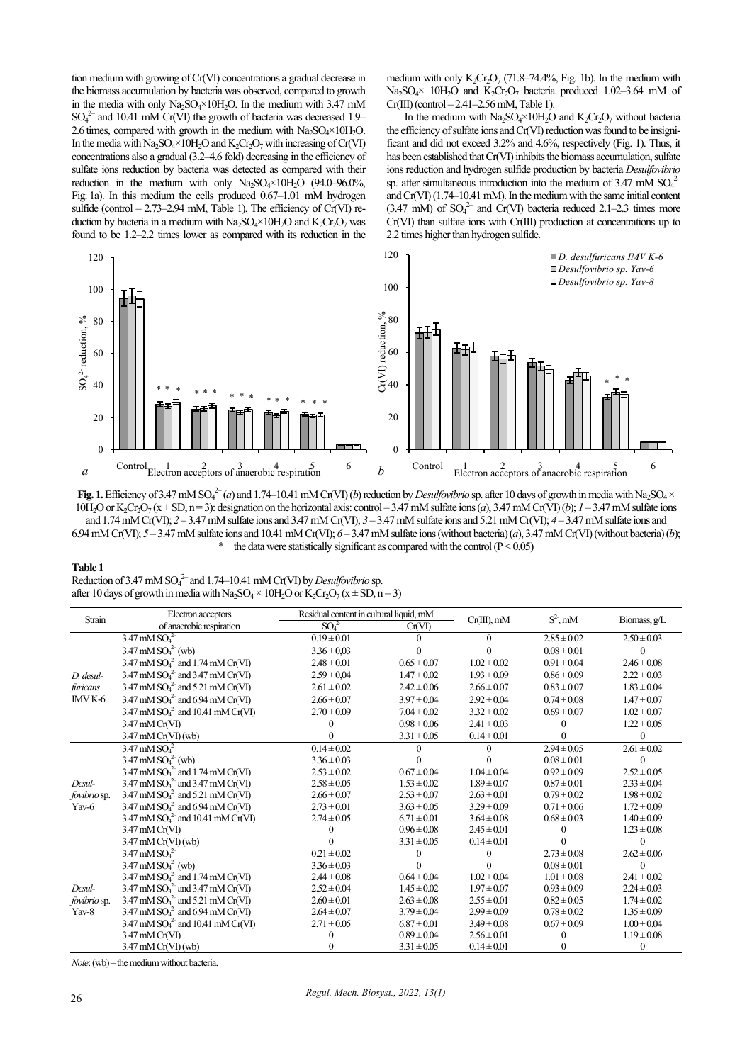tion medium with growing of Cr(VI) concentrations a gradual decrease in the biomass accumulation by bacteria was observed, compared to growth in the media with only $Na_2SO_4 \times 10H_2O$. In the medium with 3.47 mM $SO_4^{2-}$ and 10.41 mM Cr(VI) the growth of bacteria was decreased 1.9–2.6 times, compared with growth in the medium with $Na_2SO_4 \times 10H_2O$. In the media with $Na_2SO_4 \times 10H_2O$ and $K_2Cr_2O_7$ with increasing of Cr(VI) concentrations also a gradual (3.2–4.6 fold) decreasing in the efficiency of sulfate ions reduction by bacteria was detected as compared with their reduction in the medium with only $Na_2SO_4 \times 10H_2O$ (94.0–96.0%, Fig. 1a). In this medium the cells produced 0.67–1.01 mM hydrogen sulfide (control – 2.73–2.94 mM, Table 1). The efficiency of Cr(VI) reduction by bacteria in a medium with $Na_2SO_4 \times 10H_2O$ and $K_2Cr_2O_7$ was found to be 1.2–2.2 times lower as compared with its reduction in the medium with only $K_2Cr_2O_7$ (71.8–74.4%, Fig. 1b). In the medium with $Na_2SO_4 \times 10H_2O$ and $K_2Cr_2O_7$ bacteria produced 1.02–3.64 mM of Cr(III) (control – 2.41–2.56 mM, Table 1).

In the medium with $Na_2SO_4 \times 10H_2O$ and $K_2Cr_2O_7$ without bacteria the efficiency of sulfate ions and Cr(VI) reduction was found to be insignificant and did not exceed 3.2% and 4.6%, respectively (Fig. 1). Thus, it has been established that Cr(VI) inhibits the biomass accumulation, sulfate ions reduction and hydrogen sulfide production by bacteria *Desulfovibrio* sp. after simultaneous introduction into the medium of 3.47 mM $SO_4^{2-}$ and Cr(VI) (1.74–10.41 mM). In the medium with the same initial content (3.47 mM) of $SO_4^{2-}$ and Cr(VI) bacteria reduced 2.1–2.3 times more Cr(VI) than sulfate ions with Cr(III) production at concentrations up to 2.2 times higher than hydrogen sulfide.

**Fig. 1.** Efficiency of 3.47 mM $SO_4^{2-}$ (*a*) and 1.74–10.41 mM Cr(VI) (*b*) reduction by *Desulfovibrio* sp. after 10 days of growth in media with $Na_2SO_4 \times 10H_2O$ or $K_2Cr_2O_7$ ($x \pm SD$, n = 3): designation on the horizontal axis: control – 3.47 mM sulfate ions (*a*), 3.47 mM Cr(VI) (*b*); *1* – 3.47 mM sulfate ions and 1.74 mM Cr(VI); *2* – 3.47 mM sulfate ions and 3.47 mM Cr(VI); *3* – 3.47 mM sulfate ions and 5.21 mM Cr(VI); *4* – 3.47 mM sulfate ions and 6.94 mM Cr(VI); *5* – 3.47 mM sulfate ions and 10.41 mM Cr(VI); *6* – 3.47 mM sulfate ions (without bacteria) (*a*), 3.47 mM Cr(VI) (without bacteria) (*b*); * – the data were statistically significant as compared with the control ($P < 0.05$)

**Table 1**
Reduction of 3.47 mM $SO_4^{2-}$ and 1.74–10.41 mM Cr(VI) by *Desulfovibrio* sp. after 10 days of growth in media with $Na_2SO_4 \times 10H_2O$ or $K_2Cr_2O_7$ ($x \pm SD$, n = 3)

| Strain | Electron acceptors of anaerobic respiration | Residual content in cultural liquid, mM | | Cr(III), mM | $S^{2-}$, mM | Biomass, g/L |
|---|---|---|---|---|---|---|
| | | $SO_4^{2-}$ | Cr(VI) | | | |
| *D. desulfuricans* IMV K-6 | 3.47 mM $SO_4^{2-}$ | 0.19 ± 0.01 | 0 | 0 | 2.85 ± 0.02 | 2.50 ± 0.03 |
| | 3.47 mM $SO_4^{2-}$ (wb) | 3.36 ± 0,03 | 0 | 0 | 0.08 ± 0.01 | 0 |
| | 3.47 mM $SO_4^{2-}$ and 1.74 mM Cr(VI) | 2.48 ± 0.01 | 0.65 ± 0.07 | 1.02 ± 0.02 | 0.91 ± 0.04 | 2.46 ± 0.08 |
| | 3.47 mM $SO_4^{2-}$ and 3.47 mM Cr(VI) | 2.59 ± 0,04 | 1.47 ± 0.02 | 1.93 ± 0.09 | 0.86 ± 0.09 | 2.22 ± 0.03 |
| | 3.47 mM $SO_4^{2-}$ and 5.21 mM Cr(VI) | 2.61 ± 0.02 | 2.42 ± 0.06 | 2.66 ± 0.07 | 0.83 ± 0.07 | 1.83 ± 0.04 |
| | 3.47 mM $SO_4^{2-}$ and 6.94 mM Cr(VI) | 2.66 ± 0.07 | 3.97 ± 0.04 | 2.92 ± 0.04 | 0.74 ± 0.08 | 1.47 ± 0.07 |
| | 3.47 mM $SO_4^{2-}$ and 10.41 mM Cr(VI) | 2.70 ± 0.09 | 7.04 ± 0.02 | 3.32 ± 0.02 | 0.69 ± 0.07 | 1.02 ± 0.07 |
| | 3.47 mM Cr(VI) | 0 | 0.98 ± 0.06 | 2.41 ± 0.03 | 0 | 1.22 ± 0.05 |
| | 3.47 mM Cr(VI) (wb) | 0 | 3.31 ± 0.05 | 0.14 ± 0.01 | 0 | 0 |
| *Desulfovibrio* sp. Yav-6 | 3.47 mM $SO_4^{2-}$ | 0.14 ± 0.02 | 0 | 0 | 2.94 ± 0.05 | 2.61 ± 0.02 |
| | 3.47 mM $SO_4^{2-}$ (wb) | 3.36 ± 0.03 | 0 | 0 | 0.08 ± 0.01 | 0 |
| | 3.47 mM $SO_4^{2-}$ and 1.74 mM Cr(VI) | 2.53 ± 0.02 | 0.67 ± 0.04 | 1.04 ± 0.04 | 0.92 ± 0.09 | 2.52 ± 0.05 |
| | 3.47 mM $SO_4^{2-}$ and 3.47 mM Cr(VI) | 2.58 ± 0.05 | 1.53 ± 0.02 | 1.89 ± 0.07 | 0.87 ± 0.01 | 2.33 ± 0.04 |
| | 3.47 mM $SO_4^{2-}$ and 5.21 mM Cr(VI) | 2.66 ± 0.07 | 2.53 ± 0.07 | 2.63 ± 0.01 | 0.79 ± 0.02 | 1.98 ± 0.02 |
| | 3.47 mM $SO_4^{2-}$ and 6.94 mM Cr(VI) | 2.73 ± 0.01 | 3.63 ± 0.05 | 3.29 ± 0.09 | 0.71 ± 0.06 | 1.72 ± 0.09 |
| | 3.47 mM $SO_4^{2-}$ and 10.41 mM Cr(VI) | 2.74 ± 0.05 | 6.71 ± 0.01 | 3.64 ± 0.08 | 0.68 ± 0.03 | 1.40 ± 0.09 |
| | 3.47 mM Cr(VI) | 0 | 0.96 ± 0.08 | 2.45 ± 0.01 | 0 | 1.23 ± 0.08 |
| | 3.47 mM Cr(VI) (wb) | 0 | 3.31 ± 0.05 | 0.14 ± 0.01 | 0 | 0 |
| *Desulfovibrio* sp. Yav-8 | 3.47 mM $SO_4^{2-}$ | 0.21 ± 0.02 | 0 | 0 | 2.73 ± 0.08 | 2.62 ± 0.06 |
| | 3.47 mM $SO_4^{2-}$ (wb) | 3.36 ± 0.03 | 0 | 0 | 0.08 ± 0.01 | 0 |
| | 3.47 mM $SO_4^{2-}$ and 1.74 mM Cr(VI) | 2.44 ± 0.08 | 0.64 ± 0.04 | 1.02 ± 0.04 | 1.01 ± 0.08 | 2.41 ± 0.02 |
| | 3.47 mM $SO_4^{2-}$ and 3.47 mM Cr(VI) | 2.52 ± 0.04 | 1.45 ± 0.02 | 1.97 ± 0.07 | 0.93 ± 0.09 | 2.24 ± 0.03 |
| | 3.47 mM $SO_4^{2-}$ and 5.21 mM Cr(VI) | 2.60 ± 0.01 | 2.63 ± 0.08 | 2.55 ± 0.01 | 0.82 ± 0.05 | 1.74 ± 0.02 |
| | 3.47 mM $SO_4^{2-}$ and 6.94 mM Cr(VI) | 2.64 ± 0.07 | 3.79 ± 0.04 | 2.99 ± 0.09 | 0.78 ± 0.02 | 1.35 ± 0.09 |
| | 3.47 mM $SO_4^{2-}$ and 10.41 mM Cr(VI) | 2.71 ± 0.05 | 6.87 ± 0.01 | 3.49 ± 0.08 | 0.67 ± 0.09 | 1.00 ± 0.04 |
| | 3.47 mM Cr(VI) | 0 | 0.89 ± 0.04 | 2.56 ± 0.01 | 0 | 1.19 ± 0.08 |
| | 3.47 mM Cr(VI) (wb) | 0 | 3.31 ± 0.05 | 0.14 ± 0.01 | 0 | 0 |

*Note*: (wb) – the medium without bacteria.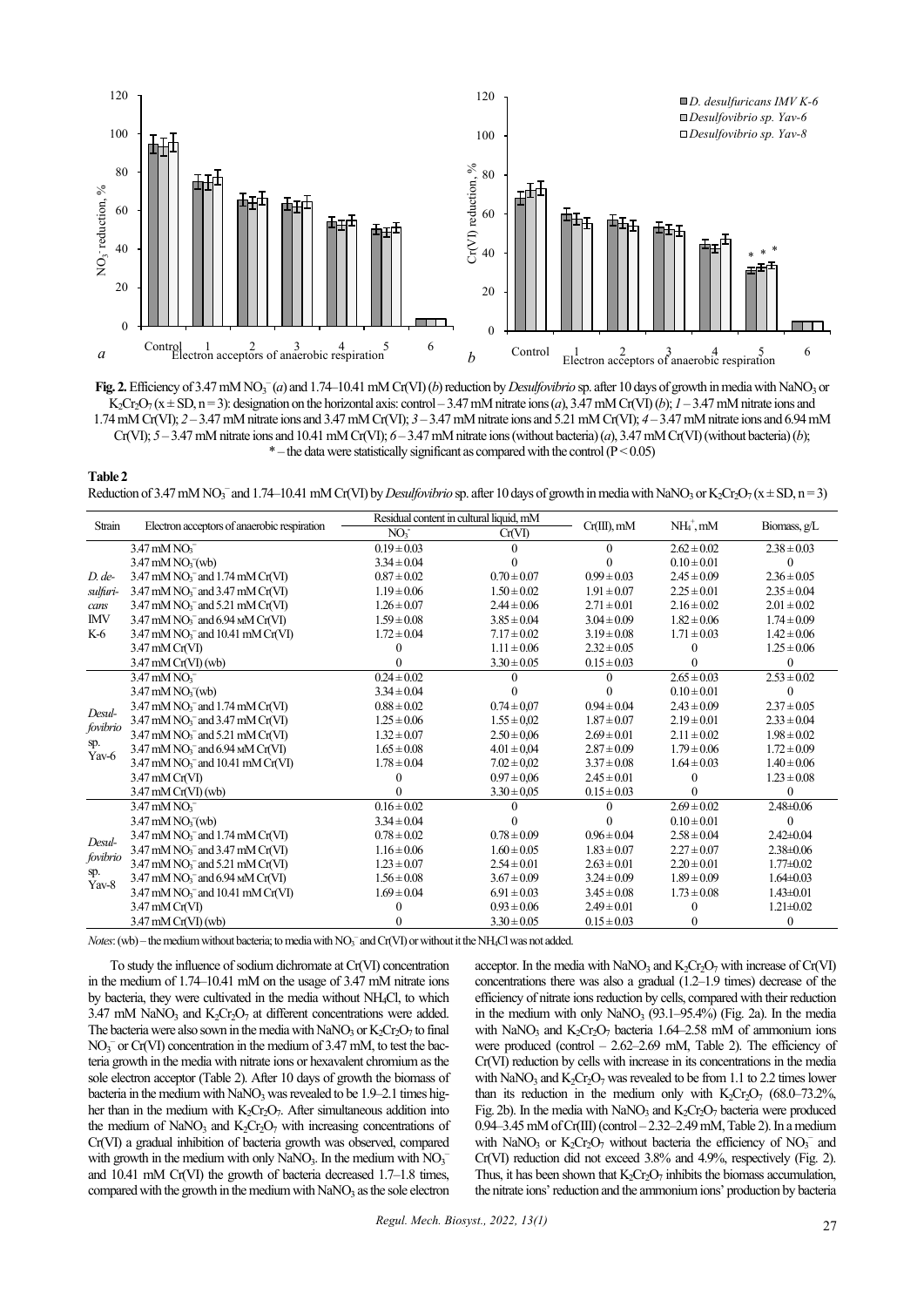**Fig. 2.** Efficiency of 3.47 mM $NO_3^-$ (*a*) and 1.74–10.41 mM Cr(VI) (*b*) reduction by *Desulfovibrio* sp. after 10 days of growth in media with $NaNO_3$ or $K_2Cr_2O_7$ (x ± SD, n = 3): designation on the horizontal axis: control – 3.47 mM nitrate ions (*a*), 3.47 mM Cr(VI) (*b*); *1* – 3.47 mM nitrate ions and 1.74 mM Cr(VI); *2* – 3.47 mM nitrate ions and 3.47 mM Cr(VI); *3* – 3.47 mM nitrate ions and 5.21 mM Cr(VI); *4* – 3.47 mM nitrate ions and 6.94 mM Cr(VI); *5* – 3.47 mM nitrate ions and 10.41 mM Cr(VI); *6* – 3.47 mM nitrate ions (without bacteria) (*a*), 3.47 mM Cr(VI) (without bacteria) (*b*); * – the data were statistically significant as compared with the control ($P < 0.05$)

**Table 2**

Reduction of 3.47 mM $NO_3^-$ and 1.74–10.41 mM Cr(VI) by *Desulfovibrio* sp. after 10 days of growth in media with $NaNO_3$ or $K_2Cr_2O_7$ (x ± SD, n = 3)

| Strain | Electron acceptors of anaerobic respiration | Residual content in cultural liquid, mM | | Cr(III), mM | $NH_4^+$, mM | Biomass, g/L |
|---|---|---|---|---|---|---|
| | | $NO_3^-$ | Cr(VI) | | | |
| *D. desulfuricans* IMV K-6 | 3.47 mM $NO_3^-$ | 0.19 ± 0.03 | 0 | 0 | 2.62 ± 0.02 | 2.38 ± 0.03 |
| | 3.47 mM $NO_3^-$(wb) | 3.34 ± 0.04 | 0 | 0 | 0.10 ± 0.01 | 0 |
| | 3.47 mM $NO_3^-$ and 1.74 mM Cr(VI) | 0.87 ± 0.02 | 0.70 ± 0.07 | 0.99 ± 0.03 | 2.45 ± 0.09 | 2.36 ± 0.05 |
| | 3.47 mM $NO_3^-$ and 3.47 mM Cr(VI) | 1.19 ± 0.06 | 1.50 ± 0.02 | 1.91 ± 0.07 | 2.25 ± 0.01 | 2.35 ± 0.04 |
| | 3.47 mM $NO_3^-$ and 5.21 mM Cr(VI) | 1.26 ± 0.07 | 2.44 ± 0.06 | 2.71 ± 0.01 | 2.16 ± 0.02 | 2.01 ± 0.02 |
| | 3.47 mM $NO_3^-$ and 6.94 мM Cr(VI) | 1.59 ± 0.08 | 3.85 ± 0.04 | 3.04 ± 0.09 | 1.82 ± 0.06 | 1.74 ± 0.09 |
| | 3.47 mM $NO_3^-$ and 10.41 mM Cr(VI) | 1.72 ± 0.04 | 7.17 ± 0.02 | 3.19 ± 0.08 | 1.71 ± 0.03 | 1.42 ± 0.06 |
| | 3.47 mM Cr(VI) | 0 | 1.11 ± 0.06 | 2.32 ± 0.05 | 0 | 1.25 ± 0.06 |
| | 3.47 mM Cr(VI) (wb) | 0 | 3.30 ± 0.05 | 0.15 ± 0.03 | 0 | 0 |
| *Desulfovibrio* sp. Yav-6 | 3.47 mM $NO_3^-$ | 0.24 ± 0.02 | 0 | 0 | 2.65 ± 0.03 | 2.53 ± 0.02 |
| | 3.47 mM $NO_3^-$(wb) | 3.34 ± 0.04 | 0 | 0 | 0.10 ± 0.01 | 0 |
| | 3.47 mM $NO_3^-$ and 1.74 mM Cr(VI) | 0.88 ± 0.02 | 0.74 ± 0,07 | 0.94 ± 0.04 | 2.43 ± 0.09 | 2.37 ± 0.05 |
| | 3.47 mM $NO_3^-$ and 3.47 mM Cr(VI) | 1.25 ± 0.06 | 1.55 ± 0,02 | 1.87 ± 0.07 | 2.19 ± 0.01 | 2.33 ± 0.04 |
| | 3.47 mM $NO_3^-$ and 5.21 mM Cr(VI) | 1.32 ± 0.07 | 2.50 ± 0,06 | 2.69 ± 0.01 | 2.11 ± 0.02 | 1.98 ± 0.02 |
| | 3.47 mM $NO_3^-$ and 6.94 мM Cr(VI) | 1.65 ± 0.08 | 4.01 ± 0,04 | 2.87 ± 0.09 | 1.79 ± 0.06 | 1.72 ± 0.09 |
| | 3.47 mM $NO_3^-$ and 10.41 mM Cr(VI) | 1.78 ± 0.04 | 7.02 ± 0,02 | 3.37 ± 0.08 | 1.64 ± 0.03 | 1.40 ± 0.06 |
| | 3.47 mM Cr(VI) | 0 | 0.97 ± 0,06 | 2.45 ± 0.01 | 0 | 1.23 ± 0.08 |
| | 3.47 mM Cr(VI) (wb) | 0 | 3.30 ± 0,05 | 0.15 ± 0.03 | 0 | 0 |
| *Desulfovibrio* sp. Yav-8 | 3.47 mM $NO_3^-$ | 0.16 ± 0.02 | 0 | 0 | 2.69 ± 0.02 | 2.48±0.06 |
| | 3.47 mM $NO_3^-$(wb) | 3.34 ± 0.04 | 0 | 0 | 0.10 ± 0.01 | 0 |
| | 3.47 mM $NO_3^-$ and 1.74 mM Cr(VI) | 0.78 ± 0.02 | 0.78 ± 0.09 | 0.96 ± 0.04 | 2.58 ± 0.04 | 2.42±0.04 |
| | 3.47 mM $NO_3^-$ and 3.47 mM Cr(VI) | 1.16 ± 0.06 | 1.60 ± 0.05 | 1.83 ± 0.07 | 2.27 ± 0.07 | 2.38±0.06 |
| | 3.47 mM $NO_3^-$ and 5.21 mM Cr(VI) | 1.23 ± 0.07 | 2.54 ± 0.01 | 2.63 ± 0.01 | 2.20 ± 0.01 | 1.77±0.02 |
| | 3.47 mM $NO_3^-$ and 6.94 мM Cr(VI) | 1.56 ± 0.08 | 3.67 ± 0.09 | 3.24 ± 0.09 | 1.89 ± 0.09 | 1.64±0.03 |
| | 3.47 mM $NO_3^-$ and 10.41 mM Cr(VI) | 1.69 ± 0.04 | 6.91 ± 0.03 | 3.45 ± 0.08 | 1.73 ± 0.08 | 1.43±0.01 |
| | 3.47 mM Cr(VI) | 0 | 0.93 ± 0.06 | 2.49 ± 0.01 | 0 | 1.21±0.02 |
| | 3.47 mM Cr(VI) (wb) | 0 | 3.30 ± 0.05 | 0.15 ± 0.03 | 0 | 0 |

*Notes*: (wb) – the medium without bacteria; to media with $NO_3^-$ and Cr(VI) or without it the $NH_4Cl$ was not added.

To study the influence of sodium dichromate at Cr(VI) concentration in the medium of 1.74–10.41 mM on the usage of 3.47 mM nitrate ions by bacteria, they were cultivated in the media without $NH_4Cl$, to which 3.47 mM $NaNO_3$ and $K_2Cr_2O_7$ at different concentrations were added. The bacteria were also sown in the media with $NaNO_3$ or $K_2Cr_2O_7$ to final $NO_3^-$ or Cr(VI) concentration in the medium of 3.47 mM, to test the bacteria growth in the media with nitrate ions or hexavalent chromium as the sole electron acceptor (Table 2). After 10 days of growth the biomass of bacteria in the medium with $NaNO_3$ was revealed to be 1.9–2.1 times higher than in the medium with $K_2Cr_2O_7$. After simultaneous addition into the medium of $NaNO_3$ and $K_2Cr_2O_7$ with increasing concentrations of Cr(VI) a gradual inhibition of bacteria growth was observed, compared with growth in the medium with only $NaNO_3$. In the medium with $NO_3^-$ and 10.41 mM Cr(VI) the growth of bacteria decreased 1.7–1.8 times, compared with the growth in the medium with $NaNO_3$ as the sole electron acceptor. In the media with $NaNO_3$ and $K_2Cr_2O_7$ with increase of Cr(VI) concentrations there was also a gradual (1.2–1.9 times) decrease of the efficiency of nitrate ions reduction by cells, compared with their reduction in the medium with only $NaNO_3$ (93.1–95.4%) (Fig. 2a). In the media with $NaNO_3$ and $K_2Cr_2O_7$ bacteria 1.64–2.58 mM of ammonium ions were produced (control – 2.62–2.69 mM, Table 2). The efficiency of Cr(VI) reduction by cells with increase in its concentrations in the media with $NaNO_3$ and $K_2Cr_2O_7$ was revealed to be from 1.1 to 2.2 times lower than its reduction in the medium only with $K_2Cr_2O_7$ (68.0–73.2%, Fig. 2b). In the media with $NaNO_3$ and $K_2Cr_2O_7$ bacteria were produced 0.94–3.45 mM of Cr(III) (control – 2.32–2.49 mM, Table 2). In a medium with $NaNO_3$ or $K_2Cr_2O_7$ without bacteria the efficiency of $NO_3^-$ and Cr(VI) reduction did not exceed 3.8% and 4.9%, respectively (Fig. 2). Thus, it has been shown that $K_2Cr_2O_7$ inhibits the biomass accumulation, the nitrate ions' reduction and the ammonium ions' production by bacteria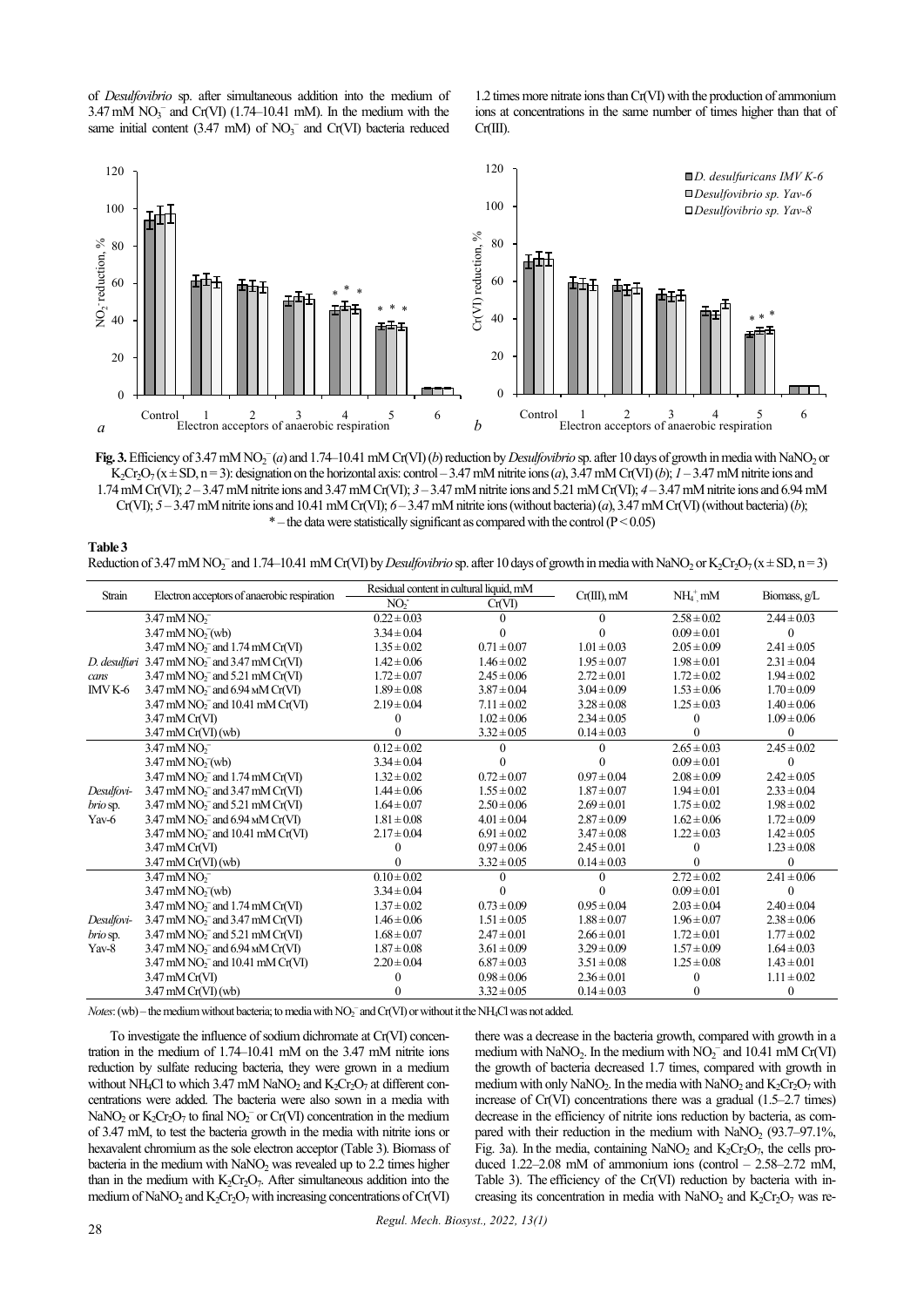of *Desulfovibrio* sp. after simultaneous addition into the medium of 3.47 mM $NO_3^-$ and Cr(VI) (1.74–10.41 mM). In the medium with the same initial content (3.47 mM) of $NO_3^-$ and Cr(VI) bacteria reduced 1.2 times more nitrate ions than Cr(VI) with the production of ammonium ions at concentrations in the same number of times higher than that of Cr(III).

**Fig. 3.** Efficiency of 3.47 mM $NO_2^-$ (*a*) and 1.74–10.41 mM Cr(VI) (*b*) reduction by *Desulfovibrio* sp. after 10 days of growth in media with $NaNO_2$ or $K_2Cr_2O_7$ ($x \pm SD$, n = 3): designation on the horizontal axis: control – 3.47 mM nitrite ions (*a*), 3.47 mM Cr(VI) (*b*); *1* – 3.47 mM nitrite ions and 1.74 mM Cr(VI); *2* – 3.47 mM nitrite ions and 3.47 mM Cr(VI); *3* – 3.47 mM nitrite ions and 5.21 mM Cr(VI); *4* – 3.47 mM nitrite ions and 6.94 mM Cr(VI); *5* – 3.47 mM nitrite ions and 10.41 mM Cr(VI); *6* – 3.47 mM nitrite ions (without bacteria) (*a*), 3.47 mM Cr(VI) (without bacteria) (*b*); * – the data were statistically significant as compared with the control ($P < 0.05$)

**Table 3**
Reduction of 3.47 mM $NO_2^-$ and 1.74–10.41 mM Cr(VI) by *Desulfovibrio* sp. after 10 days of growth in media with $NaNO_2$ or $K_2Cr_2O_7$ ($x \pm SD$, n = 3)

| Strain | Electron acceptors of anaerobic respiration | Residual content in cultural liquid, mM | | Cr(III), mM | $NH_4^+$ mM | Biomass, g/L |
|---|---|---|---|---|---|---|
| | | $NO_2^-$ | Cr(VI) | | | |
| *D. desulfuricans* IMV K-6 | 3.47 mM $NO_2^-$ | 0.22 ± 0.03 | 0 | 0 | 2.58 ± 0.02 | 2.44 ± 0.03 |
| | 3.47 mM $NO_2^-$(wb) | 3.34 ± 0.04 | 0 | 0 | 0.09 ± 0.01 | 0 |
| | 3.47 mM $NO_2^-$ and 1.74 mM Cr(VI) | 1.35 ± 0.02 | 0.71 ± 0.07 | 1.01 ± 0.03 | 2.05 ± 0.09 | 2.41 ± 0.05 |
| | 3.47 mM $NO_2^-$ and 3.47 mM Cr(VI) | 1.42 ± 0.06 | 1.46 ± 0.02 | 1.95 ± 0.07 | 1.98 ± 0.01 | 2.31 ± 0.04 |
| | 3.47 mM $NO_2^-$ and 5.21 mM Cr(VI) | 1.72 ± 0.07 | 2.45 ± 0.06 | 2.72 ± 0.01 | 1.72 ± 0.02 | 1.94 ± 0.02 |
| | 3.47 mM $NO_2^-$ and 6.94 мM Cr(VI) | 1.89 ± 0.08 | 3.87 ± 0.04 | 3.04 ± 0.09 | 1.53 ± 0.06 | 1.70 ± 0.09 |
| | 3.47 mM $NO_2^-$ and 10.41 mM Cr(VI) | 2.19 ± 0.04 | 7.11 ± 0.02 | 3.28 ± 0.08 | 1.25 ± 0.03 | 1.40 ± 0.06 |
| | 3.47 mM Cr(VI) | 0 | 1.02 ± 0.06 | 2.34 ± 0.05 | 0 | 1.09 ± 0.06 |
| | 3.47 mM Cr(VI) (wb) | 0 | 3.32 ± 0.05 | 0.14 ± 0.03 | 0 | 0 |
| *Desulfovibrio* sp. Yav-6 | 3.47 mM $NO_2^-$ | 0.12 ± 0.02 | 0 | 0 | 2.65 ± 0.03 | 2.45 ± 0.02 |
| | 3.47 mM $NO_2^-$(wb) | 3.34 ± 0.04 | 0 | 0 | 0.09 ± 0.01 | 0 |
| | 3.47 mM $NO_2^-$ and 1.74 mM Cr(VI) | 1.32 ± 0.02 | 0.72 ± 0.07 | 0.97 ± 0.04 | 2.08 ± 0.09 | 2.42 ± 0.05 |
| | 3.47 mM $NO_2^-$ and 3.47 mM Cr(VI) | 1.44 ± 0.06 | 1.55 ± 0.02 | 1.87 ± 0.07 | 1.94 ± 0.01 | 2.33 ± 0.04 |
| | 3.47 mM $NO_2^-$ and 5.21 mM Cr(VI) | 1.64 ± 0.07 | 2.50 ± 0.06 | 2.69 ± 0.01 | 1.75 ± 0.02 | 1.98 ± 0.02 |
| | 3.47 mM $NO_2^-$ and 6.94 мM Cr(VI) | 1.81 ± 0.08 | 4.01 ± 0.04 | 2.87 ± 0.09 | 1.62 ± 0.06 | 1.72 ± 0.09 |
| | 3.47 mM $NO_2^-$ and 10.41 mM Cr(VI) | 2.17 ± 0.04 | 6.91 ± 0.02 | 3.47 ± 0.08 | 1.22 ± 0.03 | 1.42 ± 0.05 |
| | 3.47 mM Cr(VI) | 0 | 0.97 ± 0.06 | 2.45 ± 0.01 | 0 | 1.23 ± 0.08 |
| | 3.47 mM Cr(VI) (wb) | 0 | 3.32 ± 0.05 | 0.14 ± 0.03 | 0 | 0 |
| *Desulfovibrio* sp. Yav-8 | 3.47 mM $NO_2^-$ | 0.10 ± 0.02 | 0 | 0 | 2.72 ± 0.02 | 2.41 ± 0.06 |
| | 3.47 mM $NO_2^-$(wb) | 3.34 ± 0.04 | 0 | 0 | 0.09 ± 0.01 | 0 |
| | 3.47 mM $NO_2^-$ and 1.74 mM Cr(VI) | 1.37 ± 0.02 | 0.73 ± 0.09 | 0.95 ± 0.04 | 2.03 ± 0.04 | 2.40 ± 0.04 |
| | 3.47 mM $NO_2^-$ and 3.47 mM Cr(VI) | 1.46 ± 0.06 | 1.51 ± 0.05 | 1.88 ± 0.07 | 1.96 ± 0.07 | 2.38 ± 0.06 |
| | 3.47 mM $NO_2^-$ and 5.21 mM Cr(VI) | 1.68 ± 0.07 | 2.47 ± 0.01 | 2.66 ± 0.01 | 1.72 ± 0.01 | 1.77 ± 0.02 |
| | 3.47 mM $NO_2^-$ and 6.94 мM Cr(VI) | 1.87 ± 0.08 | 3.61 ± 0.09 | 3.29 ± 0.09 | 1.57 ± 0.09 | 1.64 ± 0.03 |
| | 3.47 mM $NO_2^-$ and 10.41 mM Cr(VI) | 2.20 ± 0.04 | 6.87 ± 0.03 | 3.51 ± 0.08 | 1.25 ± 0.08 | 1.43 ± 0.01 |
| | 3.47 mM Cr(VI) | 0 | 0.98 ± 0.06 | 2.36 ± 0.01 | 0 | 1.11 ± 0.02 |
| | 3.47 mM Cr(VI) (wb) | 0 | 3.32 ± 0.05 | 0.14 ± 0.03 | 0 | 0 |

*Notes*: (wb) – the medium without bacteria; to media with $NO_2^-$ and Cr(VI) or without it the $NH_4Cl$ was not added.

To investigate the influence of sodium dichromate at Cr(VI) concentration in the medium of 1.74–10.41 mM on the 3.47 mM nitrite ions reduction by sulfate reducing bacteria, they were grown in a medium without $NH_4Cl$ to which 3.47 mM $NaNO_2$ and $K_2Cr_2O_7$ at different concentrations were added. The bacteria were also sown in a media with $NaNO_2$ or $K_2Cr_2O_7$ to final $NO_2^-$ or Cr(VI) concentration in the medium of 3.47 mM, to test the bacteria growth in the media with nitrite ions or hexavalent chromium as the sole electron acceptor (Table 3). Biomass of bacteria in the medium with $NaNO_2$ was revealed up to 2.2 times higher than in the medium with $K_2Cr_2O_7$. After simultaneous addition into the medium of $NaNO_2$ and $K_2Cr_2O_7$ with increasing concentrations of Cr(VI) there was a decrease in the bacteria growth, compared with growth in a medium with $NaNO_2$. In the medium with $NO_2^-$ and 10.41 mM Cr(VI) the growth of bacteria decreased 1.7 times, compared with growth in medium with only $NaNO_2$. In the media with $NaNO_2$ and $K_2Cr_2O_7$ with increase of Cr(VI) concentrations there was a gradual (1.5–2.7 times) decrease in the efficiency of nitrite ions reduction by bacteria, as compared with their reduction in the medium with $NaNO_2$ (93.7–97.1%, Fig. 3a). In the media, containing $NaNO_2$ and $K_2Cr_2O_7$, the cells produced 1.22–2.08 mM of ammonium ions (control – 2.58–2.72 mM, Table 3). The efficiency of the Cr(VI) reduction by bacteria with increasing its concentration in media with $NaNO_2$ and $K_2Cr_2O_7$ was re-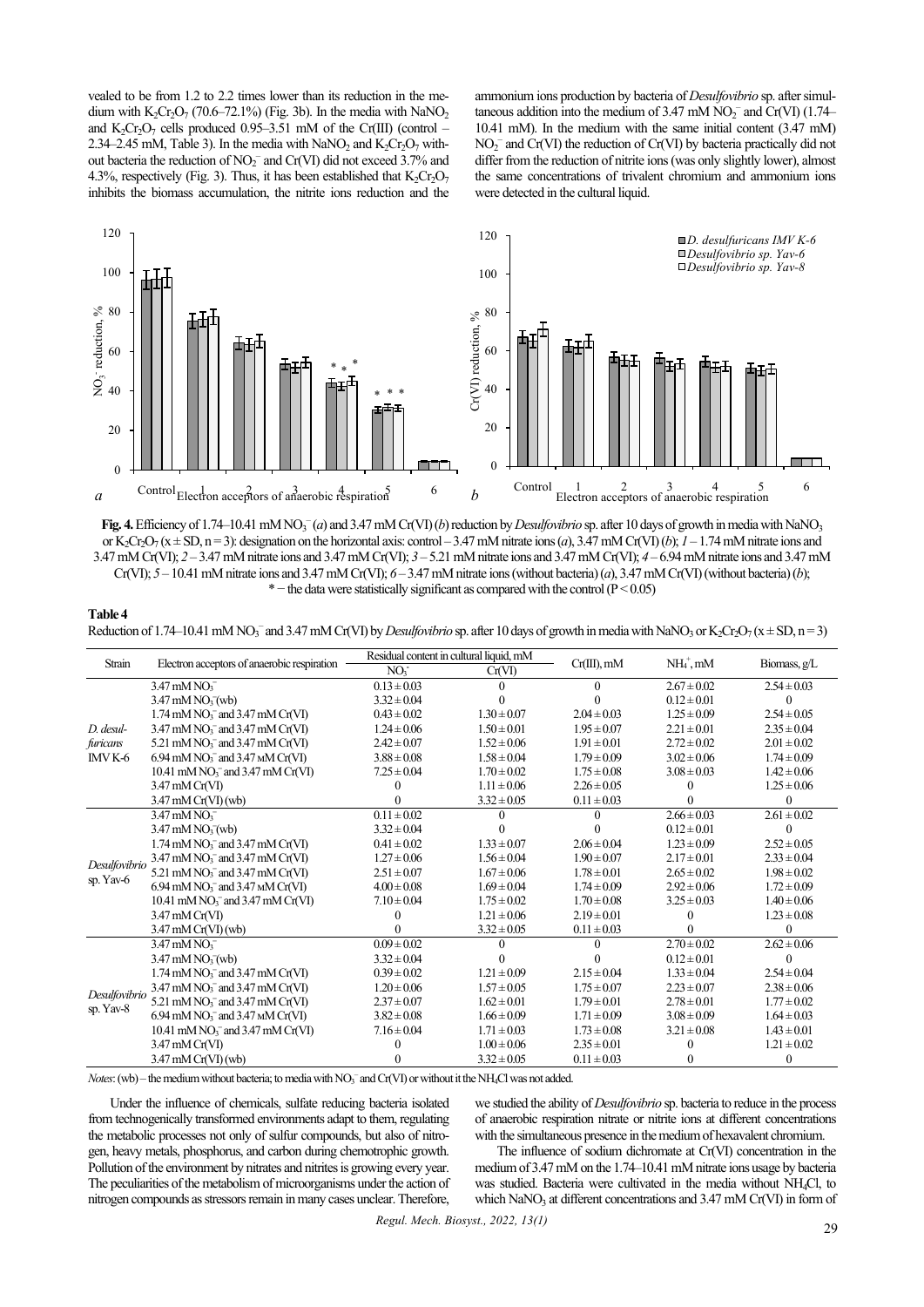vealed to be from 1.2 to 2.2 times lower than its reduction in the medium with $K_2Cr_2O_7$ (70.6–72.1%) (Fig. 3b). In the media with $NaNO_2$ and $K_2Cr_2O_7$ cells produced 0.95–3.51 mM of the Cr(III) (control – 2.34–2.45 mM, Table 3). In the media with $NaNO_2$ and $K_2Cr_2O_7$ without bacteria the reduction of $NO_2^-$ and Cr(VI) did not exceed 3.7% and 4.3%, respectively (Fig. 3). Thus, it has been established that $K_2Cr_2O_7$ inhibits the biomass accumulation, the nitrite ions reduction and the ammonium ions production by bacteria of *Desulfovibrio* sp. after simultaneous addition into the medium of 3.47 mM $NO_2^-$ and Cr(VI) (1.74–10.41 mM). In the medium with the same initial content (3.47 mM) $NO_2^-$ and Cr(VI) the reduction of Cr(VI) by bacteria practically did not differ from the reduction of nitrite ions (was only slightly lower), almost the same concentrations of trivalent chromium and ammonium ions were detected in the cultural liquid.

**Fig. 4.** Efficiency of 1.74–10.41 mM $NO_3^-$ (*a*) and 3.47 mM Cr(VI) (*b*) reduction by *Desulfovibrio* sp. after 10 days of growth in media with $NaNO_3$ or $K_2Cr_2O_7$ (x ± SD, n = 3): designation on the horizontal axis: control – 3.47 mM nitrate ions (*a*), 3.47 mM Cr(VI) (*b*); *1* – 1.74 mM nitrate ions and 3.47 mM Cr(VI); *2* – 3.47 mM nitrate ions and 3.47 mM Cr(VI); *3* – 5.21 mM nitrate ions and 3.47 mM Cr(VI); *4* – 6.94 mM nitrate ions and 3.47 mM Cr(VI); *5* – 10.41 mM nitrate ions and 3.47 mM Cr(VI); *6* – 3.47 mM nitrate ions (without bacteria) (*a*), 3.47 mM Cr(VI) (without bacteria) (*b*); * – the data were statistically significant as compared with the control (P < 0.05)

**Table 4**
Reduction of 1.74–10.41 mM $NO_3^-$ and 3.47 mM Cr(VI) by *Desulfovibrio* sp. after 10 days of growth in media with $NaNO_3$ or $K_2Cr_2O_7$ (x ± SD, n = 3)

| Strain | Electron acceptors of anaerobic respiration | Residual content in cultural liquid, mM | | Cr(III), mM | $NH_4^+$, mM | Biomass, g/L |
|---|---|---|---|---|---|---|
| | | $NO_3^-$ | Cr(VI) | | | |
| *D. desulfuricans* IMV K-6 | 3.47 mM $NO_3^-$ | 0.13 ± 0.03 | 0 | 0 | 2.67 ± 0.02 | 2.54 ± 0.03 |
| | 3.47 mM $NO_3^-$ (wb) | 3.32 ± 0.04 | 0 | 0 | 0.12 ± 0.01 | 0 |
| | 1.74 mM $NO_3^-$ and 3.47 mM Cr(VI) | 0.43 ± 0.02 | 1.30 ± 0.07 | 2.04 ± 0.03 | 1.25 ± 0.09 | 2.54 ± 0.05 |
| | 3.47 mM $NO_3^-$ and 3.47 mM Cr(VI) | 1.24 ± 0.06 | 1.50 ± 0.01 | 1.95 ± 0.07 | 2.21 ± 0.01 | 2.35 ± 0.04 |
| | 5.21 mM $NO_3^-$ and 3.47 mM Cr(VI) | 2.42 ± 0.07 | 1.52 ± 0.06 | 1.91 ± 0.01 | 2.72 ± 0.02 | 2.01 ± 0.02 |
| | 6.94 mM $NO_3^-$ and 3.47 мM Cr(VI) | 3.88 ± 0.08 | 1.58 ± 0.04 | 1.79 ± 0.09 | 3.02 ± 0.06 | 1.74 ± 0.09 |
| | 10.41 mM $NO_3^-$ and 3.47 mM Cr(VI) | 7.25 ± 0.04 | 1.70 ± 0.02 | 1.75 ± 0.08 | 3.08 ± 0.03 | 1.42 ± 0.06 |
| | 3.47 mM Cr(VI) | 0 | 1.11 ± 0.06 | 2.26 ± 0.05 | 0 | 1.25 ± 0.06 |
| | 3.47 mM Cr(VI) (wb) | 0 | 3.32 ± 0.05 | 0.11 ± 0.03 | 0 | 0 |
| *Desulfovibrio* sp. Yav-6 | 3.47 mM $NO_3^-$ | 0.11 ± 0.02 | 0 | 0 | 2.66 ± 0.03 | 2.61 ± 0.02 |
| | 3.47 mM $NO_3^-$ (wb) | 3.32 ± 0.04 | 0 | 0 | 0.12 ± 0.01 | 0 |
| | 1.74 mM $NO_3^-$ and 3.47 mM Cr(VI) | 0.41 ± 0.02 | 1.33 ± 0.07 | 2.06 ± 0.04 | 1.23 ± 0.09 | 2.52 ± 0.05 |
| | 3.47 mM $NO_3^-$ and 3.47 mM Cr(VI) | 1.27 ± 0.06 | 1.56 ± 0.04 | 1.90 ± 0.07 | 2.17 ± 0.01 | 2.33 ± 0.04 |
| | 5.21 mM $NO_3^-$ and 3.47 mM Cr(VI) | 2.51 ± 0.07 | 1.67 ± 0.06 | 1.78 ± 0.01 | 2.65 ± 0.02 | 1.98 ± 0.02 |
| | 6.94 mM $NO_3^-$ and 3.47 мM Cr(VI) | 4.00 ± 0.08 | 1.69 ± 0.04 | 1.74 ± 0.09 | 2.92 ± 0.06 | 1.72 ± 0.09 |
| | 10.41 mM $NO_3^-$ and 3.47 mM Cr(VI) | 7.10 ± 0.04 | 1.75 ± 0.02 | 1.70 ± 0.08 | 3.25 ± 0.03 | 1.40 ± 0.06 |
| | 3.47 mM Cr(VI) | 0 | 1.21 ± 0.06 | 2.19 ± 0.01 | 0 | 1.23 ± 0.08 |
| | 3.47 mM Cr(VI) (wb) | 0 | 3.32 ± 0.05 | 0.11 ± 0.03 | 0 | 0 |
| *Desulfovibrio* sp. Yav-8 | 3.47 mM $NO_3^-$ | 0.09 ± 0.02 | 0 | 0 | 2.70 ± 0.02 | 2.62 ± 0.06 |
| | 3.47 mM $NO_3^-$ (wb) | 3.32 ± 0.04 | 0 | 0 | 0.12 ± 0.01 | 0 |
| | 1.74 mM $NO_3^-$ and 3.47 mM Cr(VI) | 0.39 ± 0.02 | 1.21 ± 0.09 | 2.15 ± 0.04 | 1.33 ± 0.04 | 2.54 ± 0.04 |
| | 3.47 mM $NO_3^-$ and 3.47 mM Cr(VI) | 1.20 ± 0.06 | 1.57 ± 0.05 | 1.75 ± 0.07 | 2.23 ± 0.07 | 2.38 ± 0.06 |
| | 5.21 mM $NO_3^-$ and 3.47 mM Cr(VI) | 2.37 ± 0.07 | 1.62 ± 0.01 | 1.73 ± 0.01 | 2.78 ± 0.01 | 1.77 ± 0.02 |
| | 6.94 mM $NO_3^-$ and 3.47 мM Cr(VI) | 3.82 ± 0.08 | 1.66 ± 0.09 | 1.71 ± 0.09 | 3.08 ± 0.09 | 1.64 ± 0.03 |
| | 10.41 mM $NO_3^-$ and 3.47 mM Cr(VI) | 7.16 ± 0.04 | 1.71 ± 0.03 | 1.73 ± 0.08 | 3.21 ± 0.08 | 1.43 ± 0.01 |
| | 3.47 mM Cr(VI) | 0 | 1.00 ± 0.06 | 2.35 ± 0.01 | 0 | 1.21 ± 0.02 |
| | 3.47 mM Cr(VI) (wb) | 0 | 3.32 ± 0.05 | 0.11 ± 0.03 | 0 | 0 |

*Notes*: (wb) – the medium without bacteria; to media with $NO_3^-$ and Cr(VI) or without it the $NH_4Cl$ was not added.

Under the influence of chemicals, sulfate reducing bacteria isolated from technogenically transformed environments adapt to them, regulating the metabolic processes not only of sulfur compounds, but also of nitrogen, heavy metals, phosphorus, and carbon during chemotrophic growth. Pollution of the environment by nitrates and nitrites is growing every year. The peculiarities of the metabolism of microorganisms under the action of nitrogen compounds as stressors remain in many cases unclear. Therefore, we studied the ability of *Desulfovibrio* sp. bacteria to reduce in the process of anaerobic respiration nitrate or nitrite ions at different concentrations with the simultaneous presence in the medium of hexavalent chromium.

The influence of sodium dichromate at Cr(VI) concentration in the medium of 3.47 mM on the 1.74–10.41 mM nitrate ions usage by bacteria was studied. Bacteria were cultivated in the media without $NH_4Cl$, to which $NaNO_3$ at different concentrations and 3.47 mM Cr(VI) in form of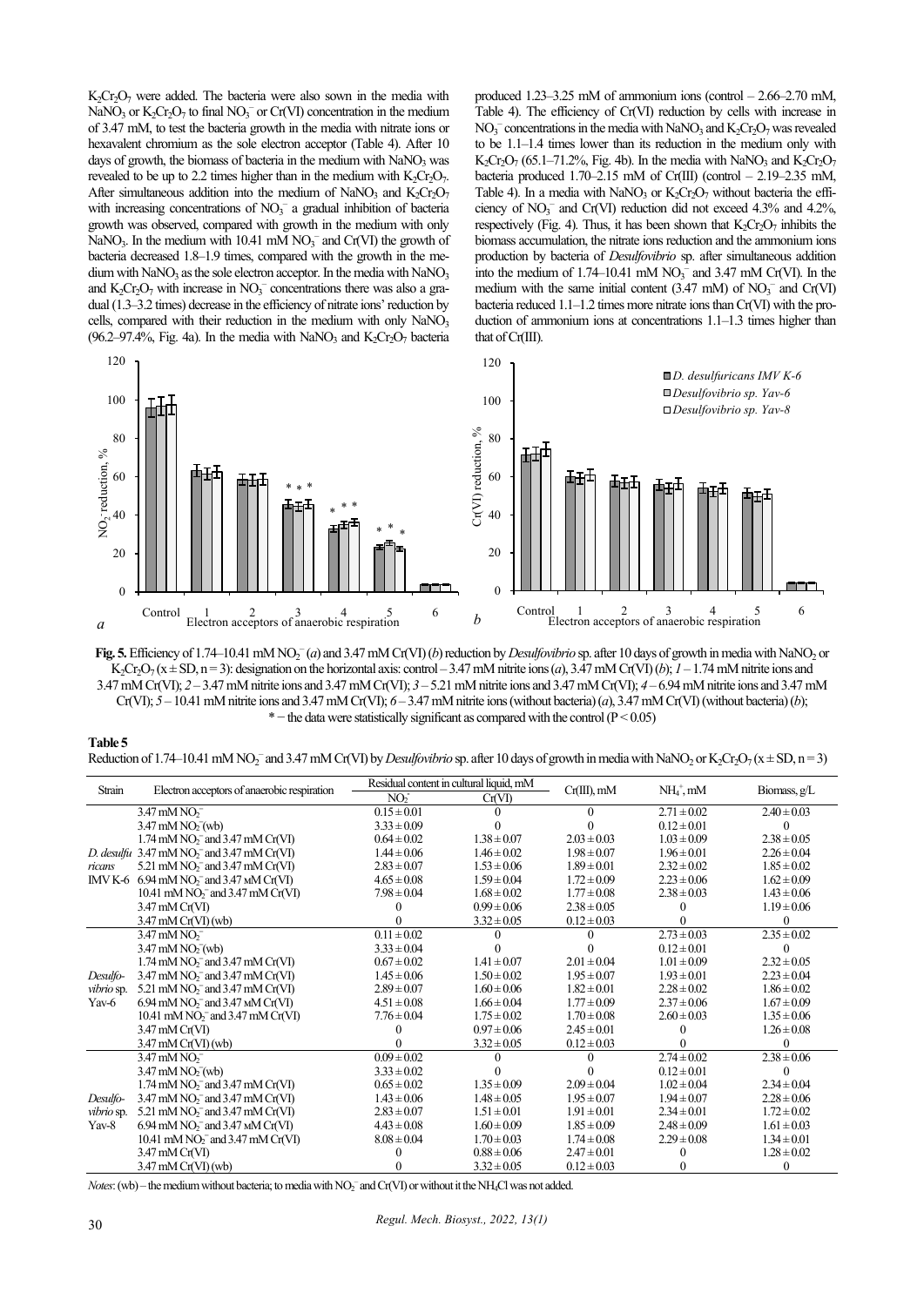$K_2Cr_2O_7$ were added. The bacteria were also sown in the media with $NaNO_3$ or $K_2Cr_2O_7$ to final $NO_3^-$ or Cr(VI) concentration in the medium of 3.47 mM, to test the bacteria growth in the media with nitrate ions or hexavalent chromium as the sole electron acceptor (Table 4). After 10 days of growth, the biomass of bacteria in the medium with $NaNO_3$ was revealed to be up to 2.2 times higher than in the medium with $K_2Cr_2O_7$. After simultaneous addition into the medium of $NaNO_3$ and $K_2Cr_2O_7$ with increasing concentrations of $NO_3^-$ a gradual inhibition of bacteria growth was observed, compared with growth in the medium with only $NaNO_3$. In the medium with 10.41 mM $NO_3^-$ and Cr(VI) the growth of bacteria decreased 1.8–1.9 times, compared with the growth in the medium with $NaNO_3$ as the sole electron acceptor. In the media with $NaNO_3$ and $K_2Cr_2O_7$ with increase in $NO_3^-$ concentrations there was also a gradual (1.3–3.2 times) decrease in the efficiency of nitrate ions' reduction by cells, compared with their reduction in the medium with only $NaNO_3$ (96.2–97.4%, Fig. 4a). In the media with $NaNO_3$ and $K_2Cr_2O_7$ bacteria produced 1.23–3.25 mM of ammonium ions (control – 2.66–2.70 mM, Table 4). The efficiency of Cr(VI) reduction by cells with increase in $NO_3^-$ concentrations in the media with $NaNO_3$ and $K_2Cr_2O_7$ was revealed to be 1.1–1.4 times lower than its reduction in the medium only with $K_2Cr_2O_7$ (65.1–71.2%, Fig. 4b). In the media with $NaNO_3$ and $K_2Cr_2O_7$ bacteria produced 1.70–2.15 mM of Cr(III) (control – 2.19–2.35 mM, Table 4). In a media with $NaNO_3$ or $K_2Cr_2O_7$ without bacteria the efficiency of $NO_3^-$ and Cr(VI) reduction did not exceed 4.3% and 4.2%, respectively (Fig. 4). Thus, it has been shown that $K_2Cr_2O_7$ inhibits the biomass accumulation, the nitrate ions reduction and the ammonium ions production by bacteria of *Desulfovibrio* sp. after simultaneous addition into the medium of 1.74–10.41 mM $NO_3^-$ and 3.47 mM Cr(VI). In the medium with the same initial content (3.47 mM) of $NO_3^-$ and Cr(VI) bacteria reduced 1.1–1.2 times more nitrate ions than Cr(VI) with the production of ammonium ions at concentrations 1.1–1.3 times higher than that of Cr(III).

**Fig. 5.** Efficiency of 1.74–10.41 mM $NO_2^-$ (*a*) and 3.47 mM Cr(VI) (*b*) reduction by *Desulfovibrio* sp. after 10 days of growth in media with $NaNO_2$ or $K_2Cr_2O_7$ ($x \pm SD$, n = 3): designation on the horizontal axis: control – 3.47 mM nitrite ions (*a*), 3.47 mM Cr(VI) (*b*); *1* – 1.74 mM nitrite ions and 3.47 mM Cr(VI); *2* – 3.47 mM nitrite ions and 3.47 mM Cr(VI); *3* – 5.21 mM nitrite ions and 3.47 mM Cr(VI); *4* – 6.94 mM nitrite ions and 3.47 mM Cr(VI); *5* – 10.41 mM nitrite ions and 3.47 mM Cr(VI); *6* – 3.47 mM nitrite ions (without bacteria) (*a*), 3.47 mM Cr(VI) (without bacteria) (*b*); * – the data were statistically significant as compared with the control ($P < 0.05$)

**Table 5**

Reduction of 1.74–10.41 mM $NO_2^-$ and 3.47 mM Cr(VI) by *Desulfovibrio* sp. after 10 days of growth in media with $NaNO_2$ or $K_2Cr_2O_7$ ($x \pm SD$, n = 3)

| Strain | Electron acceptors of anaerobic respiration | Residual content in cultural liquid, mM | | Cr(III), mM | $NH_4^+$, mM | Biomass, g/L |
|---|---|---|---|---|---|---|
| | | $NO_2^-$ | Cr(VI) | | | |
| *D. desulfuricans* IMV K-6 | 3.47 mM $NO_2^-$ | 0.15 ± 0.01 | 0 | 0 | 2.71 ± 0.02 | 2.40 ± 0.03 |
| | 3.47 mM $NO_2^-$ (wb) | 3.33 ± 0.09 | 0 | 0 | 0.12 ± 0.01 | 0 |
| | 1.74 mM $NO_2^-$ and 3.47 mM Cr(VI) | 0.64 ± 0.02 | 1.38 ± 0.07 | 2.03 ± 0.03 | 1.03 ± 0.09 | 2.38 ± 0.05 |
| | 3.47 mM $NO_2^-$ and 3.47 mM Cr(VI) | 1.44 ± 0.06 | 1.46 ± 0.02 | 1.98 ± 0.07 | 1.96 ± 0.01 | 2.26 ± 0.04 |
| | 5.21 mM $NO_2^-$ and 3.47 mM Cr(VI) | 2.83 ± 0.07 | 1.53 ± 0.06 | 1.89 ± 0.01 | 2.32 ± 0.02 | 1.85 ± 0.02 |
| | 6.94 mM $NO_2^-$ and 3.47 mM Cr(VI) | 4.65 ± 0.08 | 1.59 ± 0.04 | 1.72 ± 0.09 | 2.23 ± 0.06 | 1.62 ± 0.09 |
| | 10.41 mM $NO_2^-$ and 3.47 mM Cr(VI) | 7.98 ± 0.04 | 1.68 ± 0.02 | 1.77 ± 0.08 | 2.38 ± 0.03 | 1.43 ± 0.06 |
| | 3.47 mM Cr(VI) | 0 | 0.99 ± 0.06 | 2.38 ± 0.05 | 0 | 1.19 ± 0.06 |
| | 3.47 mM Cr(VI) (wb) | 0 | 3.32 ± 0.05 | 0.12 ± 0.03 | 0 | 0 |
| *Desulfovibrio* sp. Yav-6 | 3.47 mM $NO_2^-$ | 0.11 ± 0.02 | 0 | 0 | 2.73 ± 0.03 | 2.35 ± 0.02 |
| | 3.47 mM $NO_2^-$ (wb) | 3.33 ± 0.04 | 0 | 0 | 0.12 ± 0.01 | 0 |
| | 1.74 mM $NO_2^-$ and 3.47 mM Cr(VI) | 0.67 ± 0.02 | 1.41 ± 0.07 | 2.01 ± 0.04 | 1.01 ± 0.09 | 2.32 ± 0.05 |
| | 3.47 mM $NO_2^-$ and 3.47 mM Cr(VI) | 1.45 ± 0.06 | 1.50 ± 0.02 | 1.95 ± 0.07 | 1.93 ± 0.01 | 2.23 ± 0.04 |
| | 5.21 mM $NO_2^-$ and 3.47 mM Cr(VI) | 2.89 ± 0.07 | 1.60 ± 0.06 | 1.82 ± 0.01 | 2.28 ± 0.02 | 1.86 ± 0.02 |
| | 6.94 mM $NO_2^-$ and 3.47 мM Cr(VI) | 4.51 ± 0.08 | 1.66 ± 0.04 | 1.77 ± 0.09 | 2.37 ± 0.06 | 1.67 ± 0.09 |
| | 10.41 mM $NO_2^-$ and 3.47 mM Cr(VI) | 7.76 ± 0.04 | 1.75 ± 0.02 | 1.70 ± 0.08 | 2.60 ± 0.03 | 1.35 ± 0.06 |
| | 3.47 mM Cr(VI) | 0 | 0.97 ± 0.06 | 2.45 ± 0.01 | 0 | 1.26 ± 0.08 |
| | 3.47 mM Cr(VI) (wb) | 0 | 3.32 ± 0.05 | 0.12 ± 0.03 | 0 | 0 |
| *Desulfovibrio* sp. Yav-8 | 3.47 mM $NO_2^-$ | 0.09 ± 0.02 | 0 | 0 | 2.74 ± 0.02 | 2.38 ± 0.06 |
| | 3.47 mM $NO_2^-$ (wb) | 3.33 ± 0.02 | 0 | 0 | 0.12 ± 0.01 | 0 |
| | 1.74 mM $NO_2^-$ and 3.47 mM Cr(VI) | 0.65 ± 0.02 | 1.35 ± 0.09 | 2.09 ± 0.04 | 1.02 ± 0.04 | 2.34 ± 0.04 |
| | 3.47 mM $NO_2^-$ and 3.47 mM Cr(VI) | 1.43 ± 0.06 | 1.48 ± 0.05 | 1.95 ± 0.07 | 1.94 ± 0.07 | 2.28 ± 0.06 |
| | 5.21 mM $NO_2^-$ and 3.47 mM Cr(VI) | 2.83 ± 0.07 | 1.51 ± 0.01 | 1.91 ± 0.01 | 2.34 ± 0.01 | 1.72 ± 0.02 |
| | 6.94 mM $NO_2^-$ and 3.47 мM Cr(VI) | 4.43 ± 0.08 | 1.60 ± 0.09 | 1.85 ± 0.09 | 2.48 ± 0.09 | 1.61 ± 0.03 |
| | 10.41 mM $NO_2^-$ and 3.47 mM Cr(VI) | 8.08 ± 0.04 | 1.70 ± 0.03 | 1.74 ± 0.08 | 2.29 ± 0.08 | 1.34 ± 0.01 |
| | 3.47 mM Cr(VI) | 0 | 0.88 ± 0.06 | 2.47 ± 0.01 | 0 | 1.28 ± 0.02 |
| | 3.47 mM Cr(VI) (wb) | 0 | 3.32 ± 0.05 | 0.12 ± 0.03 | 0 | 0 |

*Notes*: (wb) – the medium without bacteria; to media with $NO_2^-$ and Cr(VI) or without it the $NH_4Cl$ was not added.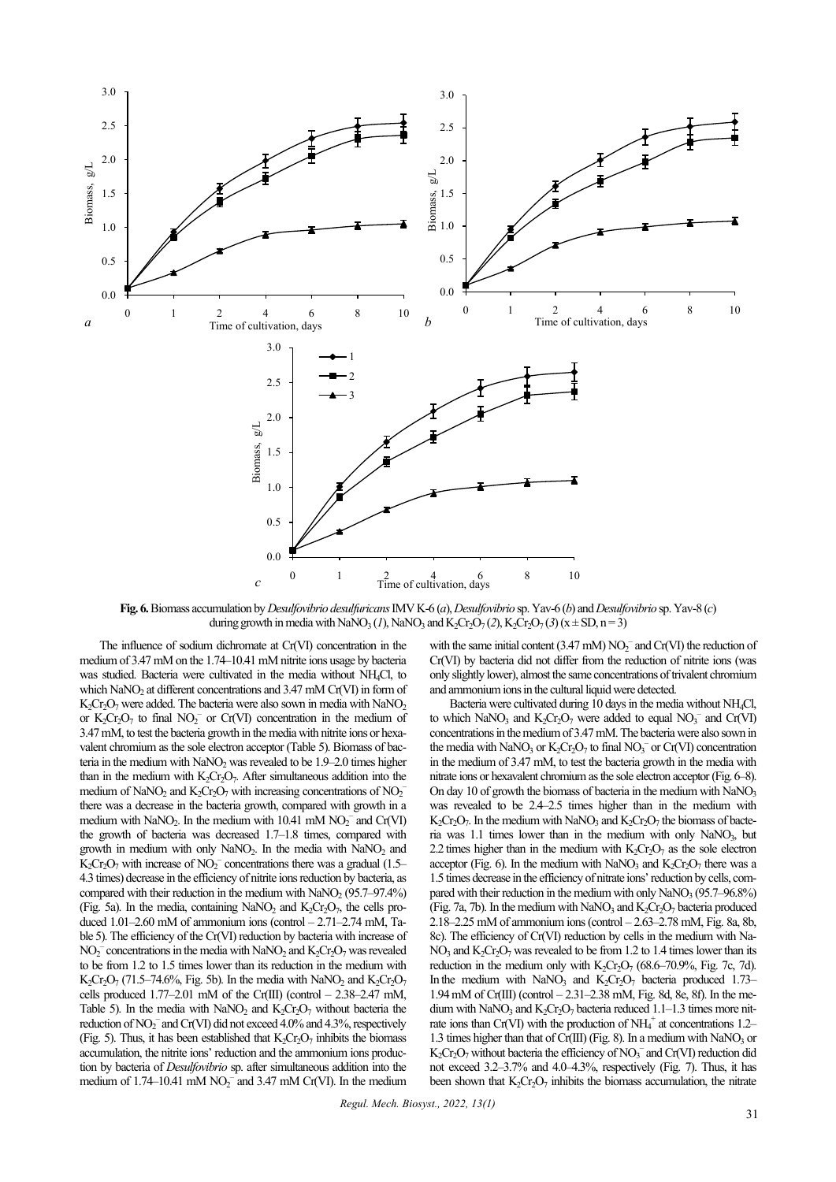**Fig. 6.** Biomass accumulation by *Desulfovibrio desulfuricans* IMV K-6 (*a*), *Desulfovibrio* sp. Yav-6 (*b*) and *Desulfovibrio* sp. Yav-8 (*c*) during growth in media with $NaNO_3$ (*1*), $NaNO_3$ and $K_2Cr_2O_7$ (*2*), $K_2Cr_2O_7$ (*3*) ($x \pm SD$, $n = 3$)

The influence of sodium dichromate at Cr(VI) concentration in the medium of 3.47 mM on the 1.74–10.41 mM nitrite ions usage by bacteria was studied. Bacteria were cultivated in the media without $NH_4Cl$, to which $NaNO_2$ at different concentrations and 3.47 mM Cr(VI) in form of $K_2Cr_2O_7$ were added. The bacteria were also sown in media with $NaNO_2$ or $K_2Cr_2O_7$ to final $NO_2^-$ or Cr(VI) concentration in the medium of 3.47 mM, to test the bacteria growth in the media with nitrite ions or hexavalent chromium as the sole electron acceptor (Table 5). Biomass of bacteria in the medium with $NaNO_2$ was revealed to be 1.9–2.0 times higher than in the medium with $K_2Cr_2O_7$. After simultaneous addition into the medium of $NaNO_2$ and $K_2Cr_2O_7$ with increasing concentrations of $NO_2^-$ there was a decrease in the bacteria growth, compared with growth in a medium with $NaNO_2$. In the medium with 10.41 mM $NO_2^-$ and Cr(VI) the growth of bacteria was decreased 1.7–1.8 times, compared with growth in medium with only $NaNO_2$. In the media with $NaNO_2$ and $K_2Cr_2O_7$ with increase of $NO_2^-$ concentrations there was a gradual (1.5–4.3 times) decrease in the efficiency of nitrite ions reduction by bacteria, as compared with their reduction in the medium with $NaNO_2$ (95.7–97.4%) (Fig. 5a). In the media, containing $NaNO_2$ and $K_2Cr_2O_7$, the cells produced 1.01–2.60 mM of ammonium ions (control – 2.71–2.74 mM, Table 5). The efficiency of the Cr(VI) reduction by bacteria with increase of $NO_2^-$ concentrations in the media with $NaNO_2$ and $K_2Cr_2O_7$ was revealed to be from 1.2 to 1.5 times lower than its reduction in the medium with $K_2Cr_2O_7$ (71.5–74.6%, Fig. 5b). In the media with $NaNO_2$ and $K_2Cr_2O_7$ cells produced 1.77–2.01 mM of the Cr(III) (control – 2.38–2.47 mM, Table 5). In the media with $NaNO_2$ and $K_2Cr_2O_7$ without bacteria the reduction of $NO_2^-$ and Cr(VI) did not exceed 4.0% and 4.3%, respectively (Fig. 5). Thus, it has been established that $K_2Cr_2O_7$ inhibits the biomass accumulation, the nitrite ions' reduction and the ammonium ions production by bacteria of *Desulfovibrio* sp. after simultaneous addition into the medium of 1.74–10.41 mM $NO_2^-$ and 3.47 mM Cr(VI). In the medium with the same initial content (3.47 mM) $NO_2^-$ and Cr(VI) the reduction of Cr(VI) by bacteria did not differ from the reduction of nitrite ions (was only slightly lower), almost the same concentrations of trivalent chromium and ammonium ions in the cultural liquid were detected.

Bacteria were cultivated during 10 days in the media without $NH_4Cl$, to which $NaNO_3$ and $K_2Cr_2O_7$ were added to equal $NO_3^-$ and Cr(VI) concentrations in the medium of 3.47 mM. The bacteria were also sown in the media with $NaNO_3$ or $K_2Cr_2O_7$ to final $NO_3^-$ or Cr(VI) concentration in the medium of 3.47 mM, to test the bacteria growth in the media with nitrate ions or hexavalent chromium as the sole electron acceptor (Fig. 6–8). On day 10 of growth the biomass of bacteria in the medium with $NaNO_3$ was revealed to be 2.4–2.5 times higher than in the medium with $K_2Cr_2O_7$. In the medium with $NaNO_3$ and $K_2Cr_2O_7$ the biomass of bacteria was 1.1 times lower than in the medium with only $NaNO_3$, but 2.2 times higher than in the medium with $K_2Cr_2O_7$ as the sole electron acceptor (Fig. 6). In the medium with $NaNO_3$ and $K_2Cr_2O_7$ there was a 1.5 times decrease in the efficiency of nitrate ions' reduction by cells, compared with their reduction in the medium with only $NaNO_3$ (95.7–96.8%) (Fig. 7a, 7b). In the medium with $NaNO_3$ and $K_2Cr_2O_7$ bacteria produced 2.18–2.25 mM of ammonium ions (control – 2.63–2.78 mM, Fig. 8a, 8b, 8c). The efficiency of Cr(VI) reduction by cells in the medium with $NaNO_3$ and $K_2Cr_2O_7$ was revealed to be from 1.2 to 1.4 times lower than its reduction in the medium only with $K_2Cr_2O_7$ (68.6–70.9%, Fig. 7c, 7d). In the medium with $NaNO_3$ and $K_2Cr_2O_7$ bacteria produced 1.73–1.94 mM of Cr(III) (control – 2.31–2.38 mM, Fig. 8d, 8e, 8f). In the medium with $NaNO_3$ and $K_2Cr_2O_7$ bacteria reduced 1.1–1.3 times more nitrate ions than Cr(VI) with the production of $NH_4^+$ at concentrations 1.2–1.3 times higher than that of Cr(III) (Fig. 8). In a medium with $NaNO_3$ or $K_2Cr_2O_7$ without bacteria the efficiency of $NO_3^-$ and Cr(VI) reduction did not exceed 3.2–3.7% and 4.0–4.3%, respectively (Fig. 7). Thus, it has been shown that $K_2Cr_2O_7$ inhibits the biomass accumulation, the nitrate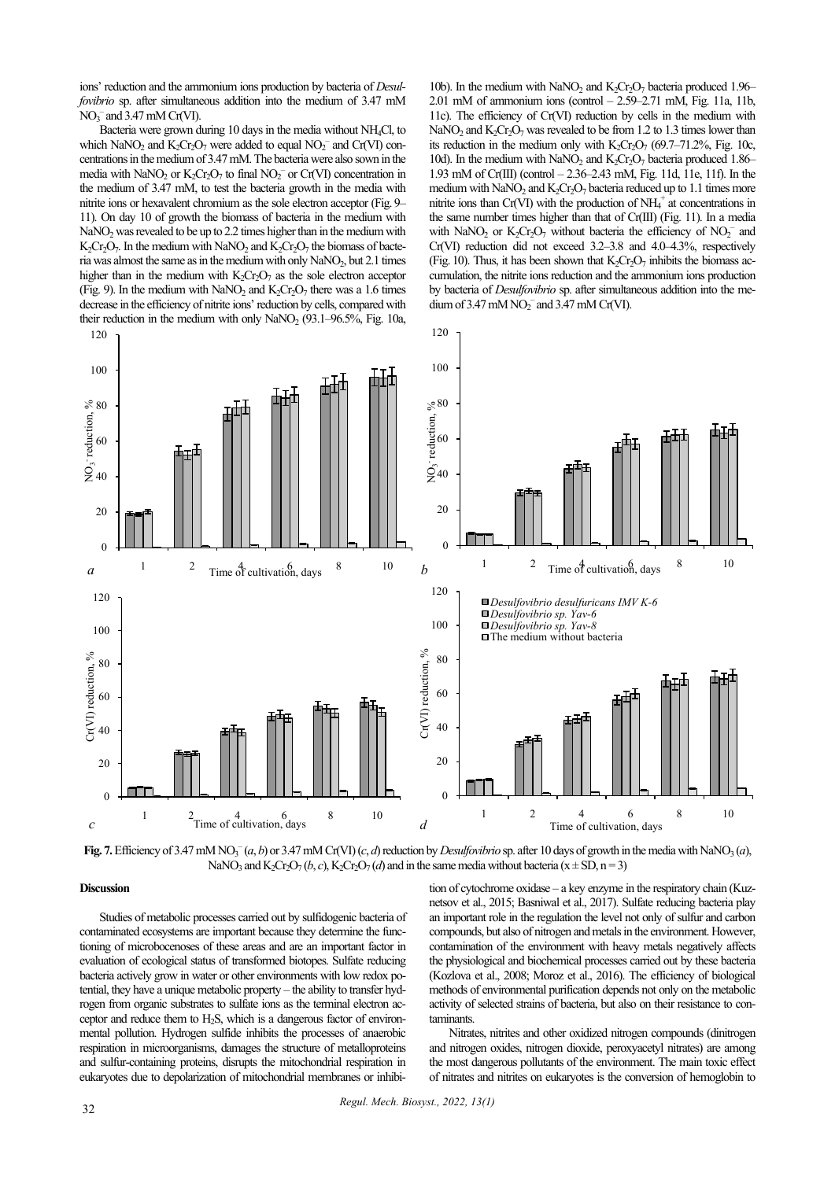ions' reduction and the ammonium ions production by bacteria of *Desulfovibrio* sp. after simultaneous addition into the medium of 3.47 mM $NO_3^-$ and 3.47 mM Cr(VI).

Bacteria were grown during 10 days in the media without $NH_4Cl$, to which $NaNO_2$ and $K_2Cr_2O_7$ were added to equal $NO_2^-$ and Cr(VI) concentrations in the medium of 3.47 mM. The bacteria were also sown in the media with $NaNO_2$ or $K_2Cr_2O_7$ to final $NO_2^-$ or Cr(VI) concentration in the medium of 3.47 mM, to test the bacteria growth in the media with nitrite ions or hexavalent chromium as the sole electron acceptor (Fig. 9–11). On day 10 of growth the biomass of bacteria in the medium with $NaNO_2$ was revealed to be up to 2.2 times higher than in the medium with $K_2Cr_2O_7$. In the medium with $NaNO_2$ and $K_2Cr_2O_7$ the biomass of bacteria was almost the same as in the medium with only $NaNO_2$, but 2.1 times higher than in the medium with $K_2Cr_2O_7$ as the sole electron acceptor (Fig. 9). In the medium with $NaNO_2$ and $K_2Cr_2O_7$ there was a 1.6 times decrease in the efficiency of nitrite ions' reduction by cells, compared with their reduction in the medium with only $NaNO_2$ (93.1–96.5%, Fig. 10a, 10b). In the medium with $NaNO_2$ and $K_2Cr_2O_7$ bacteria produced 1.96–2.01 mM of ammonium ions (control – 2.59–2.71 mM, Fig. 11a, 11b, 11c). The efficiency of Cr(VI) reduction by cells in the medium with $NaNO_2$ and $K_2Cr_2O_7$ was revealed to be from 1.2 to 1.3 times lower than its reduction in the medium only with $K_2Cr_2O_7$ (69.7–71.2%, Fig. 10c, 10d). In the medium with $NaNO_2$ and $K_2Cr_2O_7$ bacteria produced 1.86–1.93 mM of Cr(III) (control – 2.36–2.43 mM, Fig. 11d, 11e, 11f). In the medium with $NaNO_2$ and $K_2Cr_2O_7$ bacteria reduced up to 1.1 times more nitrite ions than Cr(VI) with the production of $NH_4^+$ at concentrations in the same number times higher than that of Cr(III) (Fig. 11). In a media with $NaNO_2$ or $K_2Cr_2O_7$ without bacteria the efficiency of $NO_2^-$ and Cr(VI) reduction did not exceed 3.2–3.8 and 4.0–4.3%, respectively (Fig. 10). Thus, it has been shown that $K_2Cr_2O_7$ inhibits the biomass accumulation, the nitrite ions reduction and the ammonium ions production by bacteria of *Desulfovibrio* sp. after simultaneous addition into the medium of 3.47 mM $NO_2^-$ and 3.47 mM Cr(VI).

**Fig. 7.** Efficiency of 3.47 mM $NO_3^-$ (*a*, *b*) or 3.47 mM Cr(VI) (*c*, *d*) reduction by *Desulfovibrio* sp. after 10 days of growth in the media with $NaNO_3$ (*a*), $NaNO_3$ and $K_2Cr_2O_7$ (*b*, *c*), $K_2Cr_2O_7$ (*d*) and in the same media without bacteria (x ± SD, n = 3)

## Discussion

Studies of metabolic processes carried out by sulfidogenic bacteria of contaminated ecosystems are important because they determine the functioning of microbocenoses of these areas and are an important factor in evaluation of ecological status of transformed biotopes. Sulfate reducing bacteria actively grow in water or other environments with low redox potential, they have a unique metabolic property – the ability to transfer hydrogen from organic substrates to sulfate ions as the terminal electron acceptor and reduce them to $H_2S$, which is a dangerous factor of environmental pollution. Hydrogen sulfide inhibits the processes of anaerobic respiration in microorganisms, damages the structure of metalloproteins and sulfur-containing proteins, disrupts the mitochondrial respiration in eukaryotes due to depolarization of mitochondrial membranes or inhibition of cytochrome oxidase – a key enzyme in the respiratory chain (Kuznetsov et al., 2015; Basniwal et al., 2017). Sulfate reducing bacteria play an important role in the regulation the level not only of sulfur and carbon compounds, but also of nitrogen and metals in the environment. However, contamination of the environment with heavy metals negatively affects the physiological and biochemical processes carried out by these bacteria (Kozlova et al., 2008; Moroz et al., 2016). The efficiency of biological methods of environmental purification depends not only on the metabolic activity of selected strains of bacteria, but also on their resistance to contaminants.

Nitrates, nitrites and other oxidized nitrogen compounds (dinitrogen and nitrogen oxides, nitrogen dioxide, peroxyacetyl nitrates) are among the most dangerous pollutants of the environment. The main toxic effect of nitrates and nitrites on eukaryotes is the conversion of hemoglobin to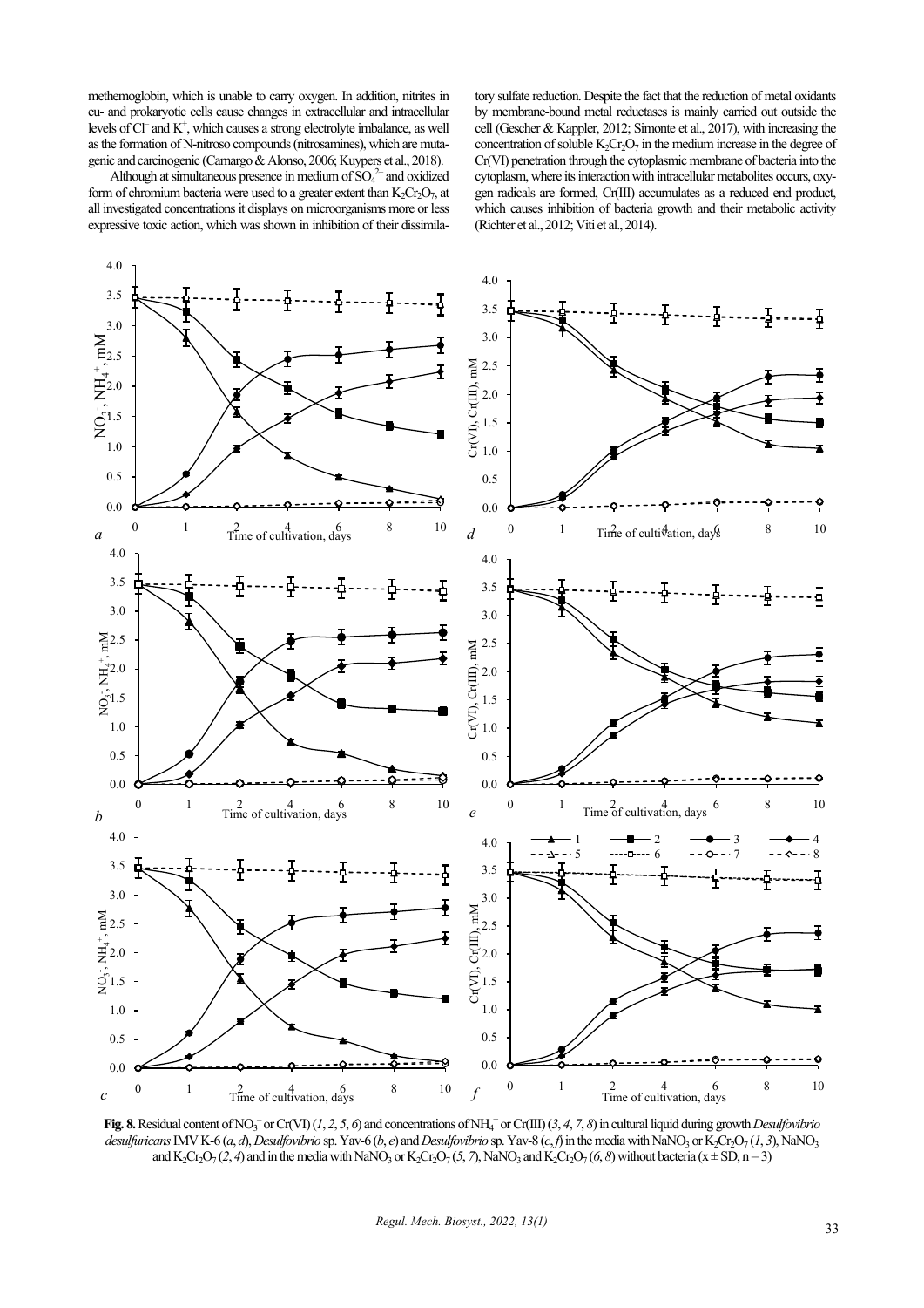methemoglobin, which is unable to carry oxygen. In addition, nitrites in eu- and prokaryotic cells cause changes in extracellular and intracellular levels of $Cl^-$ and $K^+$, which causes a strong electrolyte imbalance, as well as the formation of N-nitroso compounds (nitrosamines), which are mutagenic and carcinogenic (Camargo & Alonso, 2006; Kuypers et al., 2018).

Although at simultaneous presence in medium of $SO_4^{2-}$ and oxidized form of chromium bacteria were used to a greater extent than $K_2Cr_2O_7$, at all investigated concentrations it displays on microorganisms more or less expressive toxic action, which was shown in inhibition of their dissimilatory sulfate reduction. Despite the fact that the reduction of metal oxidants by membrane-bound metal reductases is mainly carried out outside the cell (Gescher & Kappler, 2012; Simonte et al., 2017), with increasing the concentration of soluble $K_2Cr_2O_7$ in the medium increase in the degree of Cr(VI) penetration through the cytoplasmic membrane of bacteria into the cytoplasm, where its interaction with intracellular metabolites occurs, oxygen radicals are formed, Cr(III) accumulates as a reduced end product, which causes inhibition of bacteria growth and their metabolic activity (Richter et al., 2012; Viti et al., 2014).

**Fig. 8.** Residual content of $NO_3^-$ or Cr(VI) (*1*, *2*, *5*, *6*) and concentrations of $NH_4^+$ or Cr(III) (*3*, *4*, *7*, *8*) in cultural liquid during growth *Desulfovibrio desulfuricans* IMV K-6 (*a*, *d*), *Desulfovibrio* sp. Yav-6 (*b*, *e*) and *Desulfovibrio* sp. Yav-8 (*c*, *f*) in the media with $NaNO_3$ or $K_2Cr_2O_7$ (*1*, *3*), $NaNO_3$ and $K_2Cr_2O_7$ (*2*, *4*) and in the media with $NaNO_3$ or $K_2Cr_2O_7$ (*5*, *7*), $NaNO_3$ and $K_2Cr_2O_7$ (*6*, *8*) without bacteria (x ± SD, n = 3)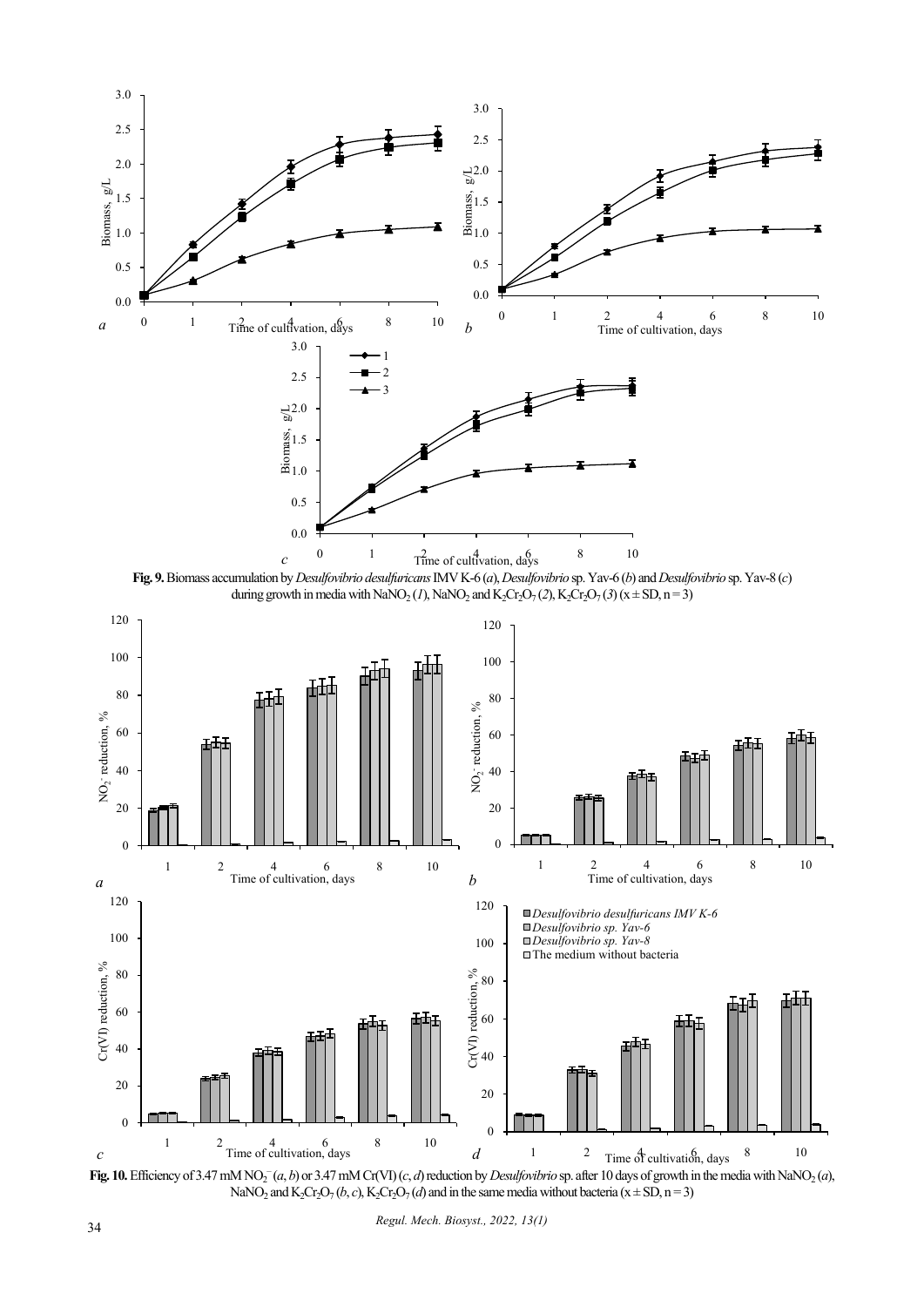**Fig. 9.** Biomass accumulation by *Desulfovibrio desulfuricans* IMV K-6 (*a*), *Desulfovibrio* sp. Yav-6 (*b*) and *Desulfovibrio* sp. Yav-8 (*c*) during growth in media with $NaNO_2$ (*1*), $NaNO_2$ and $K_2Cr_2O_7$ (*2*), $K_2Cr_2O_7$ (*3*) (x ± SD, n = 3)

**Fig. 10.** Efficiency of 3.47 mM $NO_2^-$ (*a*, *b*) or 3.47 mM Cr(VI) (*c*, *d*) reduction by *Desulfovibrio* sp. after 10 days of growth in the media with $NaNO_2$ (*a*), $NaNO_2$ and $K_2Cr_2O_7$ (*b*, *c*), $K_2Cr_2O_7$ (*d*) and in the same media without bacteria (x ± SD, n = 3)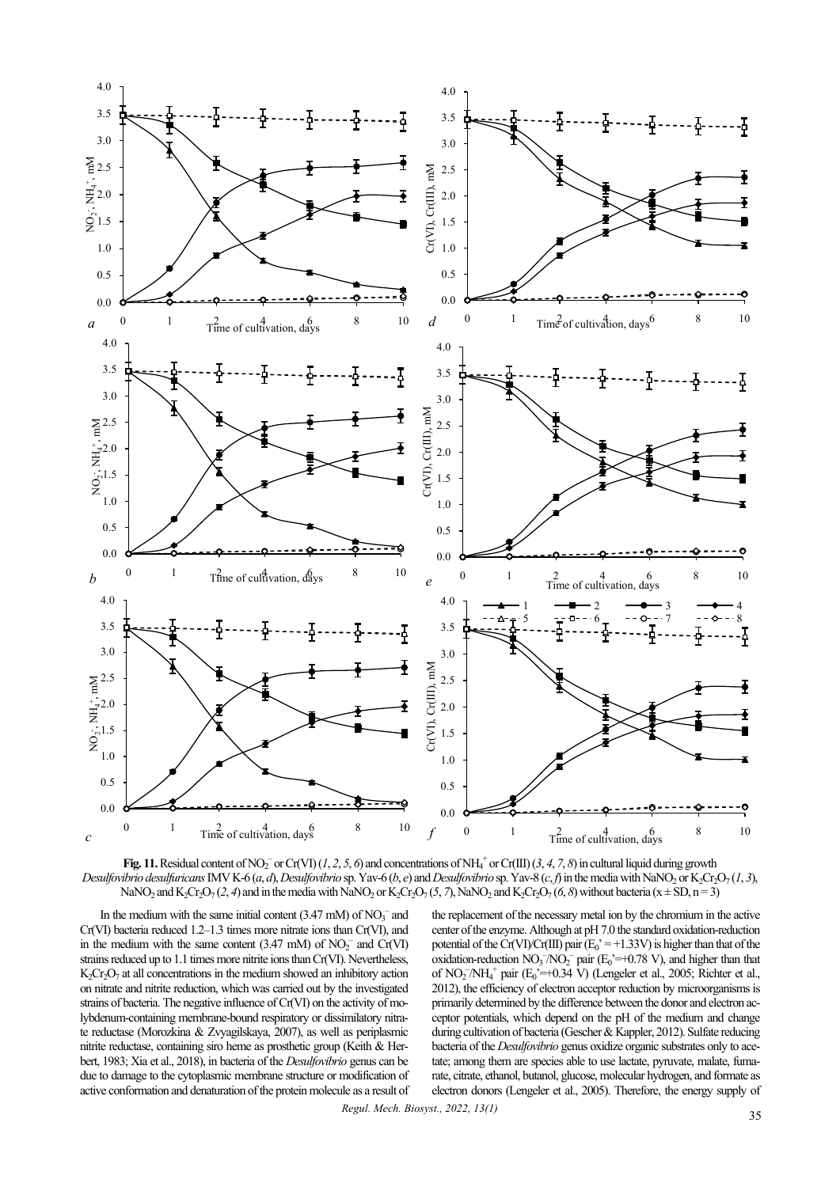**Fig. 11.** Residual content of $NO_2^-$ or Cr(VI) (*1*, *2*, *5*, *6*) and concentrations of $NH_4^+$ or Cr(III) (*3*, *4*, *7*, *8*) in cultural liquid during growth *Desulfovibrio desulfuricans* IMV K-6 (*a*, *d*), *Desulfovibrio* sp. Yav-6 (*b*, *e*) and *Desulfovibrio* sp. Yav-8 (*c*, *f*) in the media with $NaNO_2$ or $K_2Cr_2O_7$ (*1*, *3*), $NaNO_2$ and $K_2Cr_2O_7$ (*2*, *4*) and in the media with $NaNO_2$ or $K_2Cr_2O_7$ (*5*, *7*), $NaNO_2$ and $K_2Cr_2O_7$ (*6*, *8*) without bacteria (x ± SD, n = 3)

In the medium with the same initial content (3.47 mM) of $NO_3^-$ and Cr(VI) bacteria reduced 1.2–1.3 times more nitrate ions than Cr(VI), and in the medium with the same content (3.47 mM) of $NO_2^-$ and Cr(VI) strains reduced up to 1.1 times more nitrite ions than Cr(VI). Nevertheless, $K_2Cr_2O_7$ at all concentrations in the medium showed an inhibitory action on nitrate and nitrite reduction, which was carried out by the investigated strains of bacteria. The negative influence of Cr(VI) on the activity of molybdenum-containing membrane-bound respiratory or dissimilatory nitrate reductase (Morozkina & Zvyagilskaya, 2007), as well as periplasmic nitrite reductase, containing siro heme as prosthetic group (Keith & Herbert, 1983; Xia et al., 2018), in bacteria of the *Desulfovibrio* genus can be due to damage to the cytoplasmic membrane structure or modification of active conformation and denaturation of the protein molecule as a result of the replacement of the necessary metal ion by the chromium in the active center of the enzyme. Although at pH 7.0 the standard oxidation-reduction potential of the Cr(VI)/Cr(III) pair ($E_0$' = +1.33V) is higher than that of the oxidation-reduction $NO_3^-/NO_2^-$ pair ($E_0$'=+0.78 V), and higher than that of $NO_2^-/NH_4^+$ pair ($E_0$'=+0.34 V) (Lengeler et al., 2005; Richter et al., 2012), the efficiency of electron acceptor reduction by microorganisms is primarily determined by the difference between the donor and electron acceptor potentials, which depend on the pH of the medium and change during cultivation of bacteria (Gescher & Kappler, 2012). Sulfate reducing bacteria of the *Desulfovibrio* genus oxidize organic substrates only to acetate; among them are species able to use lactate, pyruvate, malate, fumarate, citrate, ethanol, butanol, glucose, molecular hydrogen, and formate as electron donors (Lengeler et al., 2005). Therefore, the energy supply of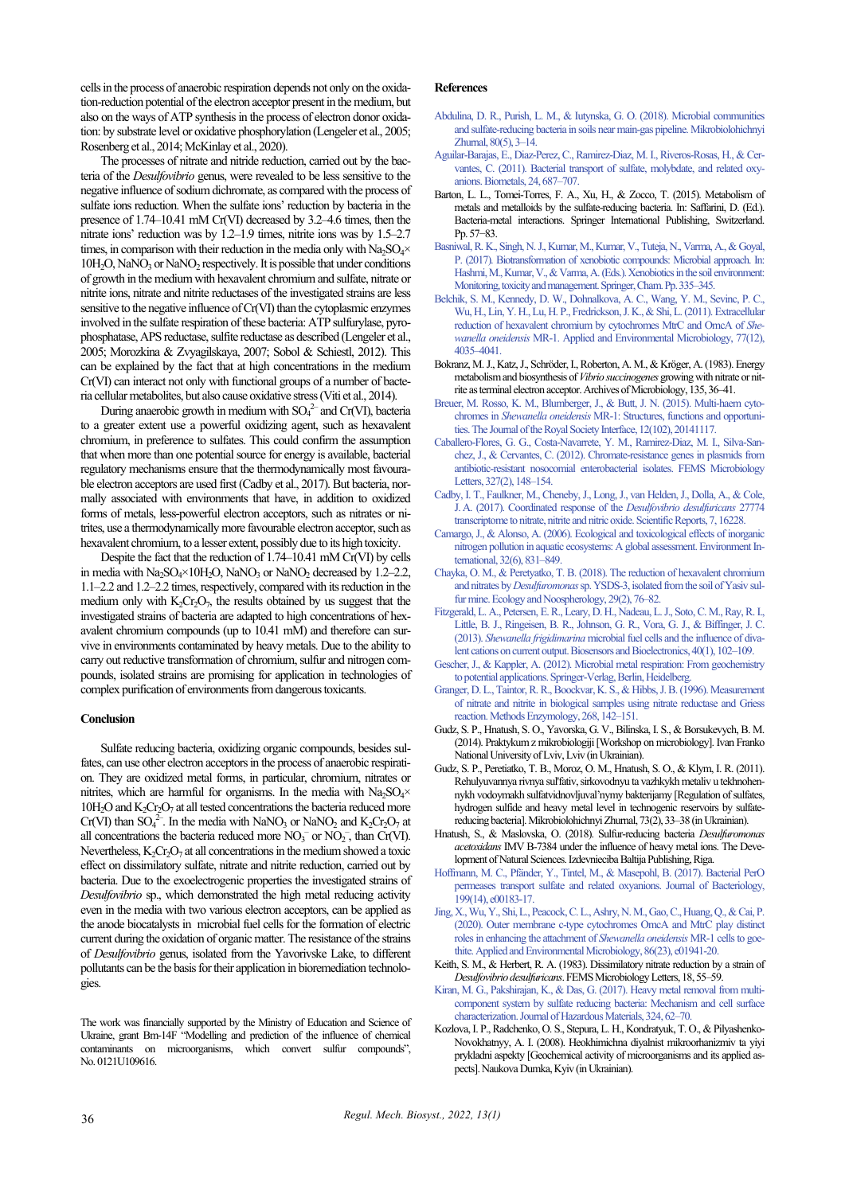cells in the process of anaerobic respiration depends not only on the oxidation-reduction potential of the electron acceptor present in the medium, but also on the ways of ATP synthesis in the process of electron donor oxidation: by substrate level or oxidative phosphorylation (Lengeler et al., 2005; Rosenberg et al., 2014; McKinlay et al., 2020).

The processes of nitrate and nitride reduction, carried out by the bacteria of the *Desulfovibrio* genus, were revealed to be less sensitive to the negative influence of sodium dichromate, as compared with the process of sulfate ions reduction. When the sulfate ions' reduction by bacteria in the presence of 1.74–10.41 mM Cr(VI) decreased by 3.2–4.6 times, then the nitrate ions' reduction was by 1.2–1.9 times, nitrite ions was by 1.5–2.7 times, in comparison with their reduction in the media only with $Na_2SO_4 \times 10H_2O$, $NaNO_3$ or $NaNO_2$ respectively. It is possible that under conditions of growth in the medium with hexavalent chromium and sulfate, nitrate or nitrite ions, nitrate and nitrite reductases of the investigated strains are less sensitive to the negative influence of Cr(VI) than the cytoplasmic enzymes involved in the sulfate respiration of these bacteria: ATP sulfurylase, pyrophosphatase, APS reductase, sulfite reductase as described (Lengeler et al., 2005; Morozkina & Zvyagilskaya, 2007; Sobol & Schiestl, 2012). This can be explained by the fact that at high concentrations in the medium Cr(VI) can interact not only with functional groups of a number of bacteria cellular metabolites, but also cause oxidative stress (Viti et al., 2014).

During anaerobic growth in medium with $SO_4^{2-}$ and Cr(VI), bacteria to a greater extent use a powerful oxidizing agent, such as hexavalent chromium, in preference to sulfates. This could confirm the assumption that when more than one potential source for energy is available, bacterial regulatory mechanisms ensure that the thermodynamically most favourable electron acceptors are used first (Cadby et al., 2017). But bacteria, normally associated with environments that have, in addition to oxidized forms of metals, less-powerful electron acceptors, such as nitrates or nitrites, use a thermodynamically more favourable electron acceptor, such as hexavalent chromium, to a lesser extent, possibly due to its high toxicity.

Despite the fact that the reduction of 1.74–10.41 mM Cr(VI) by cells in media with $Na_2SO_4 \times 10H_2O$, $NaNO_3$ or $NaNO_2$ decreased by 1.2–2.2, 1.1–2.2 and 1.2–2.2 times, respectively, compared with its reduction in the medium only with $K_2Cr_2O_7$, the results obtained by us suggest that the investigated strains of bacteria are adapted to high concentrations of hexavalent chromium compounds (up to 10.41 mM) and therefore can survive in environments contaminated by heavy metals. Due to the ability to carry out reductive transformation of chromium, sulfur and nitrogen compounds, isolated strains are promising for application in technologies of complex purification of environments from dangerous toxicants.

## Conclusion

Sulfate reducing bacteria, oxidizing organic compounds, besides sulfates, can use other electron acceptors in the process of anaerobic respiration. They are oxidized metal forms, in particular, chromium, nitrates or nitrites, which are harmful for organisms. In the media with $Na_2SO_4 \times 10H_2O$ and $K_2Cr_2O_7$ at all tested concentrations the bacteria reduced more Cr(VI) than $SO_4^{2-}$. In the media with $NaNO_3$ or $NaNO_2$ and $K_2Cr_2O_7$ at all concentrations the bacteria reduced more $NO_3^-$ or $NO_2^-$, than Cr(VI). Nevertheless, $K_2Cr_2O_7$ at all concentrations in the medium showed a toxic effect on dissimilatory sulfate, nitrate and nitrite reduction, carried out by bacteria. Due to the exoelectrogenic properties the investigated strains of *Desulfovibrio* sp., which demonstrated the high metal reducing activity even in the media with two various electron acceptors, can be applied as the anode biocatalysts in microbial fuel cells for the formation of electric current during the oxidation of organic matter. The resistance of the strains of *Desulfovibrio* genus, isolated from the Yavorivske Lake, to different pollutants can be the basis for their application in bioremediation technologies.

The work was financially supported by the Ministry of Education and Science of Ukraine, grant Bm-14F "Modelling and prediction of the influence of chemical contaminants on microorganisms, which convert sulfur compounds", No. 0121U109616.

## References

Abdulina, D. R., Purish, L. M., & Iutynska, G. O. (2018). Microbial communities and sulfate-reducing bacteria in soils near main-gas pipeline. Mikrobiolohichnyi Zhurnal, 80(5), 3–14.

Aguilar-Barajas, E., Diaz-Perez, C., Ramirez-Diaz, M. I., Riveros-Rosas, H., & Cervantes, C. (2011). Bacterial transport of sulfate, molybdate, and related oxyanions. Biometals, 24, 687–707.

Barton, L. L., Tomei-Torres, F. A., Xu, H., & Zocco, T. (2015). Metabolism of metals and metalloids by the sulfate-reducing bacteria. In: Saffarini, D. (Ed.). Bacteria-metal interactions. Springer International Publishing, Switzerland. Pp. 57–83.

Basniwal, R. K., Singh, N. J., Kumar, M., Kumar, V., Tuteja, N., Varma, A., & Goyal, P. (2017). Biotransformation of xenobiotic compounds: Microbial approach. In: Hashmi, M., Kumar, V., & Varma, A. (Eds.). Xenobiotics in the soil environment: Monitoring, toxicity and management. Springer, Cham. Pp. 335–345.

Belchik, S. M., Kennedy, D. W., Dohnalkova, A. C., Wang, Y. M., Sevinc, P. C., Wu, H., Lin, Y. H., Lu, H. P., Fredrickson, J. K., & Shi, L. (2011). Extracellular reduction of hexavalent chromium by cytochromes MtrC and OmcA of *Shewanella oneidensis* MR-1. Applied and Environmental Microbiology, 77(12), 4035–4041.

Bokranz, M. J., Katz, J., Schröder, I., Roberton, A. M., & Kröger, A. (1983). Energy metabolism and biosynthesis of *Vibrio succinogenes* growing with nitrate or nitrite as terminal electron acceptor. Archives of Microbiology, 135, 36–41.

Breuer, M. Rosso, K. M., Blumberger, J., & Butt, J. N. (2015). Multi-haem cytochromes in *Shewanella oneidensis* MR-1: Structures, functions and opportunities. The Journal of the Royal Society Interface, 12(102), 20141117.

Caballero-Flores, G. G., Costa-Navarrete, Y. M., Ramirez-Diaz, M. I., Silva-Sanchez, J., & Cervantes, C. (2012). Chromate-resistance genes in plasmids from antibiotic-resistant nosocomial enterobacterial isolates. FEMS Microbiology Letters, 327(2), 148–154.

Cadby, I. T., Faulkner, M., Cheneby, J., Long, J., van Helden, J., Dolla, A., & Cole, J. A. (2017). Coordinated response of the *Desulfovibrio desulfuricans* 27774 transcriptome to nitrate, nitrite and nitric oxide. Scientific Reports, 7, 16228.

Camargo, J., & Alonso, A. (2006). Ecological and toxicological effects of inorganic nitrogen pollution in aquatic ecosystems: A global assessment. Environment International, 32(6), 831–849.

Chayka, O. M., & Peretyatko, T. B. (2018). The reduction of hexavalent chromium and nitrates by *Desulfuromonas* sp. YSDS-3, isolated from the soil of Yasiv sulfur mine. Ecology and Noospherology, 29(2), 76–82.

Fitzgerald, L. A., Petersen, E. R., Leary, D. H., Nadeau, L. J., Soto, C. M., Ray, R. I., Little, B. J., Ringeisen, B. R., Johnson, G. R., Vora, G. J., & Biffinger, J. C. (2013). *Shewanella frigidimarina* microbial fuel cells and the influence of divalent cations on current output. Biosensors and Bioelectronics, 40(1), 102–109.

Gescher, J., & Kappler, A. (2012). Microbial metal respiration: From geochemistry to potential applications. Springer-Verlag, Berlin, Heidelberg.

Granger, D. L., Taintor, R. R., Boockvar, K. S., & Hibbs, J. B. (1996). Measurement of nitrate and nitrite in biological samples using nitrate reductase and Griess reaction. Methods Enzymology, 268, 142–151.

Gudz, S. P., Hnatush, S. O., Yavorska, G. V., Bilinska, I. S., & Borsukevych, B. M. (2014). Praktykum z mikrobiologiji [Workshop on microbiology]. Ivan Franko National University of Lviv, Lviv (in Ukrainian).

Gudz, S. P., Peretiatko, T. B., Moroz, O. M., Hnatush, S. O., & Klym, I. R. (2011). Rehulyuvannya rivnya sulfativ, sirkovodnyu ta vazhkykh metaliv u tekhnohennykh vodoymakh sulfatvidnovljuval'nymy bakterijamy [Regulation of sulfates, hydrogen sulfide and heavy metal level in technogenic reservoirs by sulfate-reducing bacteria]. Mikrobiolohichnyi Zhurnal, 73(2), 33–38 (in Ukrainian).

Hnatush, S., & Maslovska, O. (2018). Sulfur-reducing bacteria *Desulfuromonas acetoxidans* IMV B-7384 under the influence of heavy metal ions. The Development of Natural Sciences. Izdevnieciba Baltija Publishing, Riga.

Hoffmann, M. C., Pfänder, Y., Tintel, M., & Masepohl, B. (2017). Bacterial PerO permeases transport sulfate and related oxyanions. Journal of Bacteriology, 199(14), e00183-17.

Jing, X., Wu, Y., Shi, L., Peacock, C. L., Ashry, N. M., Gao, C., Huang, Q., & Cai, P. (2020). Outer membrane c-type cytochromes OmcA and MtrC play distinct roles in enhancing the attachment of *Shewanella oneidensis* MR-1 cells to goethite. Applied and Environmental Microbiology, 86(23), e01941-20.

Keith, S. M., & Herbert, R. A. (1983). Dissimilatory nitrate reduction by a strain of *Desulfovibrio desulfuricans*. FEMS Microbiology Letters, 18, 55–59.

Kiran, M. G., Pakshirajan, K., & Das, G. (2017). Heavy metal removal from multicomponent system by sulfate reducing bacteria: Mechanism and cell surface characterization. Journal of Hazardous Materials, 324, 62–70.

Kozlova, I. P., Radchenko, O. S., Stepura, L. H., Kondratyuk, T. O., & Pilyashenko-Novokhatnyy, A. I. (2008). Heokhimichna diyalnist mikroorhanizmiv ta yiyi prykladni aspekty [Geochemical activity of microorganisms and its applied aspects]. Naukova Dumka, Kyiv (in Ukrainian).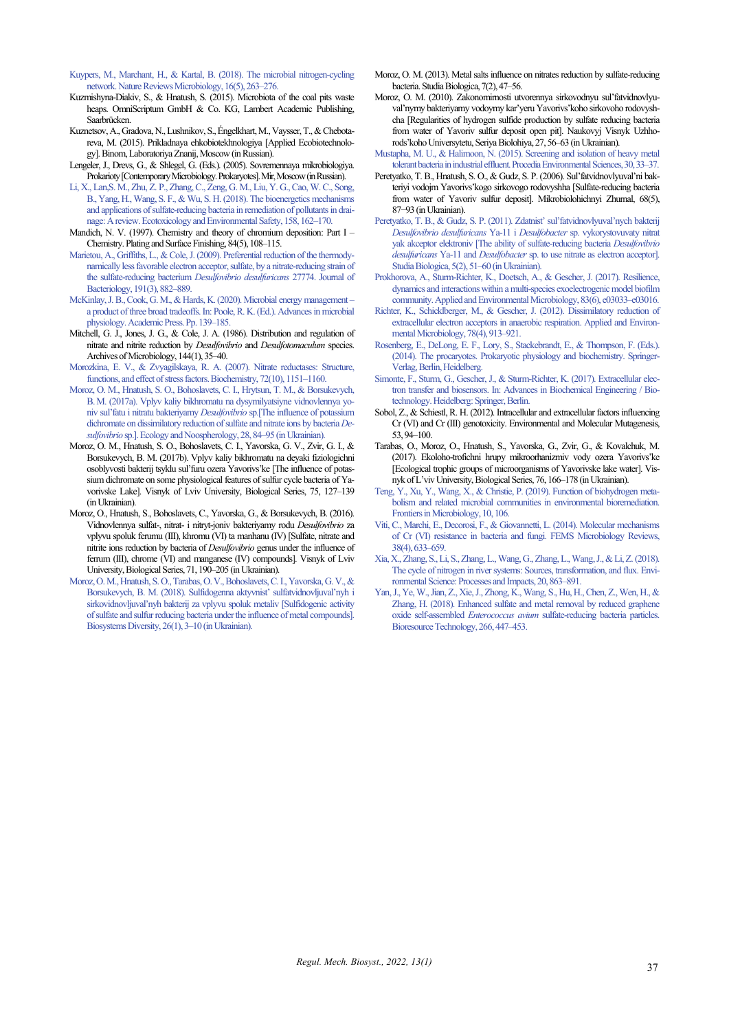Kuypers, M., Marchant, H., & Kartal, B. (2018). The microbial nitrogen-cycling network. Nature Reviews Microbiology, 16(5), 263–276.

Kuzmishyna-Diakiv, S., & Hnatush, S. (2015). Microbiota of the coal pits waste heaps. OmniScriptum GmbH & Co. KG, Lambert Academic Publishing, Saarbrücken.

Kuznetsov, A., Gradova, N., Lushnikov, S., Éngelkhart, M., Vaysser, T., & Chebotareva, M. (2015). Prikladnaya ekhobiotekhnologiya [Applied Ecobiotechnology]. Binom, Laboratoriya Znanij, Moscow (in Russian).

Lengeler, J., Drevs, G., & Shlegel, G. (Eds.). (2005). Sovremennaya mikrobiologiya. Prokarioty [Contemporary Microbiology. Prokaryotes]. Mir, Moscow (in Russian).

Li, X., Lan,S. M., Zhu, Z. P., Zhang, C., Zeng, G. M., Liu, Y. G., Cao, W. C., Song, B., Yang, H., Wang, S. F., & Wu, S. H. (2018). The bioenergetics mechanisms and applications of sulfate-reducing bacteria in remediation of pollutants in drainage: A review. Ecotoxicology and Environmental Safety, 158, 162–170.

Mandich, N. V. (1997). Chemistry and theory of chromium deposition: Part I – Chemistry. Plating and Surface Finishing, 84(5), 108–115.

Marietou, A., Griffiths, L., & Cole, J. (2009). Preferential reduction of the thermodynamically less favorable electron acceptor, sulfate, by a nitrate-reducing strain of the sulfate-reducing bacterium *Desulfovibrio desulfuricans* 27774. Journal of Bacteriology, 191(3), 882–889.

McKinlay, J. B., Cook, G. M., & Hards, K. (2020). Microbial energy management – a product of three broad tradeoffs. In: Poole, R. K. (Ed.). Advances in microbial physiology. Academic Press. Pp. 139–185.

Mitchell, G. J., Jones, J. G., & Cole, J. A. (1986). Distribution and regulation of nitrate and nitrite reduction by *Desulfovibrio* and *Desulfotomaculum* species. Archives of Microbiology, 144(1), 35–40.

Morozkina, E. V., & Zvyagilskaya, R. A. (2007). Nitrate reductases: Structure, functions, and effect of stress factors. Biochemistry, 72(10), 1151–1160.

Moroz, O. M., Hnatush, S. O., Bohoslavets, C. I., Hrytsun, T. M., & Borsukevych, B. M. (2017a). Vplyv kaliy bikhromatu na dysymilyatsiyne vidnovlennya yoniv sul'fatu i nitratu bakteriyamy *Desulfovibrio* sp.[The influence of potassium dichromate on dissimilatory reduction of sulfate and nitrate ions by bacteria *Desulfovibrio* sp.]. Ecology and Noospherology, 28, 84–95 (in Ukrainian).

Moroz, O. M., Hnatush, S. O., Bohoslavets, C. I., Yavorska, G. V., Zvir, G. I., & Borsukevych, B. M. (2017b). Vplyv kaliy bikhromatu na deyaki fiziologichni osoblyvosti bakterij tsyklu sul'furu ozera Yavorivs'ke [The influence of potassium dichromate on some physiological features of sulfur cycle bacteria of Yavorivske Lake]. Visnyk of Lviv University, Biological Series, 75, 127–139 (in Ukrainian).

Moroz, O., Hnatush, S., Bohoslavets, C., Yavorska, G., & Borsukevych, B. (2016). Vidnovlennya sulfat-, nitrat- i nitryt-joniv bakteriyamy rodu *Desulfovibrio* za vplyvu spoluk ferumu (III), khromu (VI) ta manhanu (IV) [Sulfate, nitrate and nitrite ions reduction by bacteria of *Desulfovibrio* genus under the influence of ferrum (III), chrome (VI) and manganese (IV) compounds]. Visnyk of Lviv University, Biological Series, 71, 190–205 (in Ukrainian).

Moroz, O. M., Hnatush, S. O., Tarabas, O. V., Bohoslavets, C. I., Yavorska, G. V., & Borsukevych, B. M. (2018). Sulfidogenna aktyvnist' sulfatvidnovljuval'nyh i sirkovidnovljuval'nyh bakterij za vplyvu spoluk metaliv [Sulfidogenic activity of sulfate and sulfur reducing bacteria under the influence of metal compounds]. Biosystems Diversity, 26(1), 3–10 (in Ukrainian).

Moroz, O. M. (2013). Metal salts influence on nitrates reduction by sulfate-reducing bacteria. Studia Biologica, 7(2), 47–56.

Moroz, O. M. (2010). Zakonomirnosti utvorennya sirkovodnyu sul'fatvidnovlyuval'nymy bakteriyamy vodoymy kar'yeru Yavorivs'koho sirkovoho rodovyshcha [Regularities of hydrogen sulfide production by sulfate reducing bacteria from water of Yavoriv sulfur deposit open pit]. Naukovyj Visnyk Uzhhorods'koho Universytetu, Seriya Biolohiya, 27, 56–63 (in Ukrainian).

Mustapha, M. U., & Halimoon, N. (2015). Screening and isolation of heavy metal tolerant bacteria in industrial effluent. Procedia Environmental Sciences, 30, 33–37.

Peretyatko, T. B., Hnatush, S. O., & Gudz, S. P. (2006). Sul'fatvidnovlyuval'ni bakteriyi vodojm Yavorivs'kogo sirkovogo rodovyshha [Sulfate-reducing bacteria from water of Yavoriv sulfur deposit]. Mikrobiolohichnyi Zhurnal, 68(5), 87–93 (in Ukrainian).

Peretyatko, T. B., & Gudz, S. P. (2011). Zdatnist' sul'fatvidnovlyuval'nych bakterij *Desulfovibrio desulfuricans* Ya-11 i *Desulfobacter* sp. vykorystovuvaty nitrat yak akceptor elektroniv [The ability of sulfate-reducing bacteria *Desulfovibrio desulfuricans* Ya-11 and *Desulfobacter* sp. to use nitrate as electron acceptor]. Studia Biologica, 5(2), 51–60 (in Ukrainian).

Prokhorova, A., Sturm-Richter, K., Doetsch, A., & Gescher, J. (2017). Resilience, dynamics and interactions within a multi-species exoelectrogenic model biofilm community. Applied and Environmental Microbiology, 83(6), e03033–e03016.

Richter, K., Schicklberger, M., & Gescher, J. (2012). Dissimilatory reduction of extracellular electron acceptors in anaerobic respiration. Applied and Environmental Microbiology, 78(4), 913–921.

Rosenberg, E., DeLong, E. F., Lory, S., Stackebrandt, E., & Thompson, F. (Eds.). (2014). The procaryotes. Prokaryotic physiology and biochemistry. Springer-Verlag, Berlin, Heidelberg.

Simonte, F., Sturm, G., Gescher, J., & Sturm-Richter, K. (2017). Extracellular electron transfer and biosensors. In: Advances in Biochemical Engineering / Biotechnology. Heidelberg: Springer, Berlin.

Sobol, Z., & Schiestl, R. H. (2012). Intracellular and extracellular factors influencing Cr (VI) and Cr (III) genotoxicity. Environmental and Molecular Mutagenesis, 53, 94–100.

Tarabas, O., Moroz, O., Hnatush, S., Yavorska, G., Zvir, G., & Kovalchuk, M. (2017). Ekoloho-trofichni hrupy mikroorhanizmiv vody ozera Yavorivs'ke [Ecological trophic groups of microorganisms of Yavorivske lake water]. Visnyk of L'viv University, Biological Series, 76, 166–178 (in Ukrainian).

Teng, Y., Xu, Y., Wang, X., & Christie, P. (2019). Function of biohydrogen metabolism and related microbial communities in environmental bioremediation. Frontiers in Microbiology, 10, 106.

Viti, C., Marchi, E., Decorosi, F., & Giovannetti, L. (2014). Molecular mechanisms of Cr (VI) resistance in bacteria and fungi. FEMS Microbiology Reviews, 38(4), 633–659.

Xia, X., Zhang, S., Li, S., Zhang, L., Wang, G., Zhang, L., Wang, J., & Li, Z. (2018). The cycle of nitrogen in river systems: Sources, transformation, and flux. Environmental Science: Processes and Impacts, 20, 863–891.

Yan, J., Ye, W., Jian, Z., Xie, J., Zhong, K., Wang, S., Hu, H., Chen, Z., Wen, H., & Zhang, H. (2018). Enhanced sulfate and metal removal by reduced graphene oxide self-assembled *Enterococcus avium* sulfate-reducing bacteria particles. Bioresource Technology, 266, 447–453.